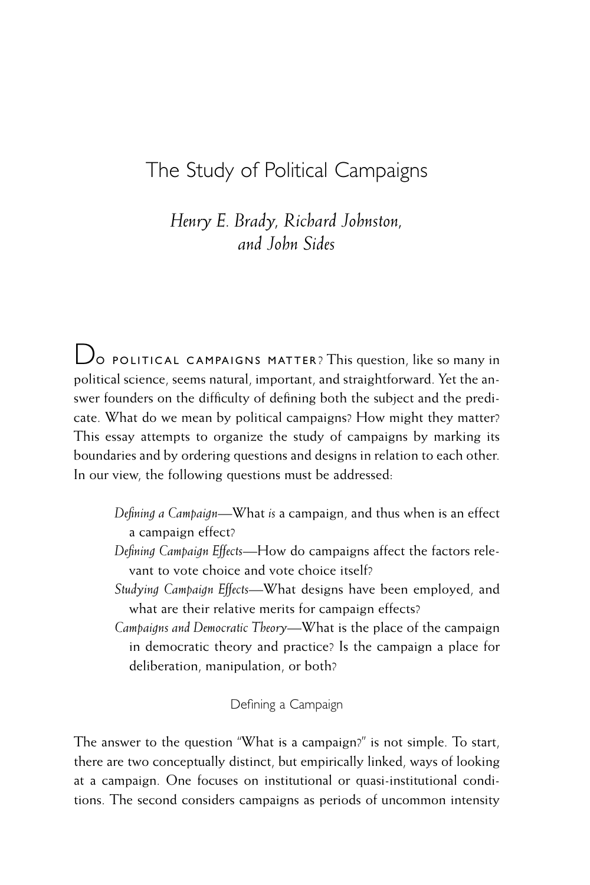# The Study of Political Campaigns

*Henry E. Brady, Richard Johnston, and John Sides*

Do political campaigns matter? This question, like so many in political science, seems natural, important, and straightforward. Yet the answer founders on the difficulty of defining both the subject and the predicate. What do we mean by political campaigns? How might they matter? This essay attempts to organize the study of campaigns by marking its boundaries and by ordering questions and designs in relation to each other. In our view, the following questions must be addressed:

*Defining a Campaign*—What *is* a campaign, and thus when is an effect a campaign effect?

*Defining Campaign Effects*—How do campaigns affect the factors relevant to vote choice and vote choice itself?

*Studying Campaign Effects*—What designs have been employed, and what are their relative merits for campaign effects?

*Campaigns and Democratic Theory*—What is the place of the campaign in democratic theory and practice? Is the campaign a place for deliberation, manipulation, or both?

## Defining a Campaign

The answer to the question "What is a campaign?" is not simple. To start, there are two conceptually distinct, but empirically linked, ways of looking at a campaign. One focuses on institutional or quasi-institutional conditions. The second considers campaigns as periods of uncommon intensity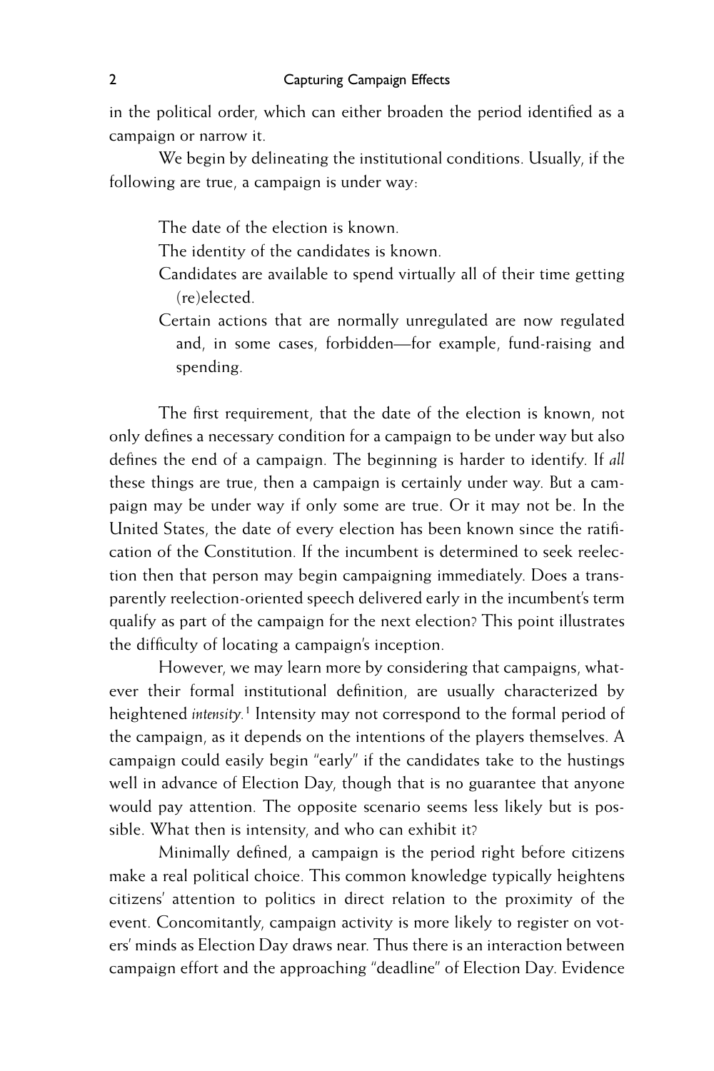in the political order, which can either broaden the period identified as a campaign or narrow it.

We begin by delineating the institutional conditions. Usually, if the following are true, a campaign is under way:

- The date of the election is known.
- The identity of the candidates is known.
- Candidates are available to spend virtually all of their time getting (re)elected.
- Certain actions that are normally unregulated are now regulated and, in some cases, forbidden—for example, fund-raising and spending.

The first requirement, that the date of the election is known, not only defines a necessary condition for a campaign to be under way but also defines the end of a campaign. The beginning is harder to identify. If *all* these things are true, then a campaign is certainly under way. But a campaign may be under way if only some are true. Or it may not be. In the United States, the date of every election has been known since the ratification of the Constitution. If the incumbent is determined to seek reelection then that person may begin campaigning immediately. Does a transparently reelection-oriented speech delivered early in the incumbent's term qualify as part of the campaign for the next election? This point illustrates the difficulty of locating a campaign's inception.

However, we may learn more by considering that campaigns, whatever their formal institutional definition, are usually characterized by heightened *intensity*.[1] Intensity may not correspond to the formal period of the campaign, as it depends on the intentions of the players themselves. A campaign could easily begin "early" if the candidates take to the hustings well in advance of Election Day, though that is no guarantee that anyone would pay attention. The opposite scenario seems less likely but is possible. What then is intensity, and who can exhibit it?

Minimally defined, a campaign is the period right before citizens make a real political choice. This common knowledge typically heightens citizens' attention to politics in direct relation to the proximity of the event. Concomitantly, campaign activity is more likely to register on voters' minds as Election Day draws near. Thus there is an interaction between campaign effort and the approaching "deadline" of Election Day. Evidence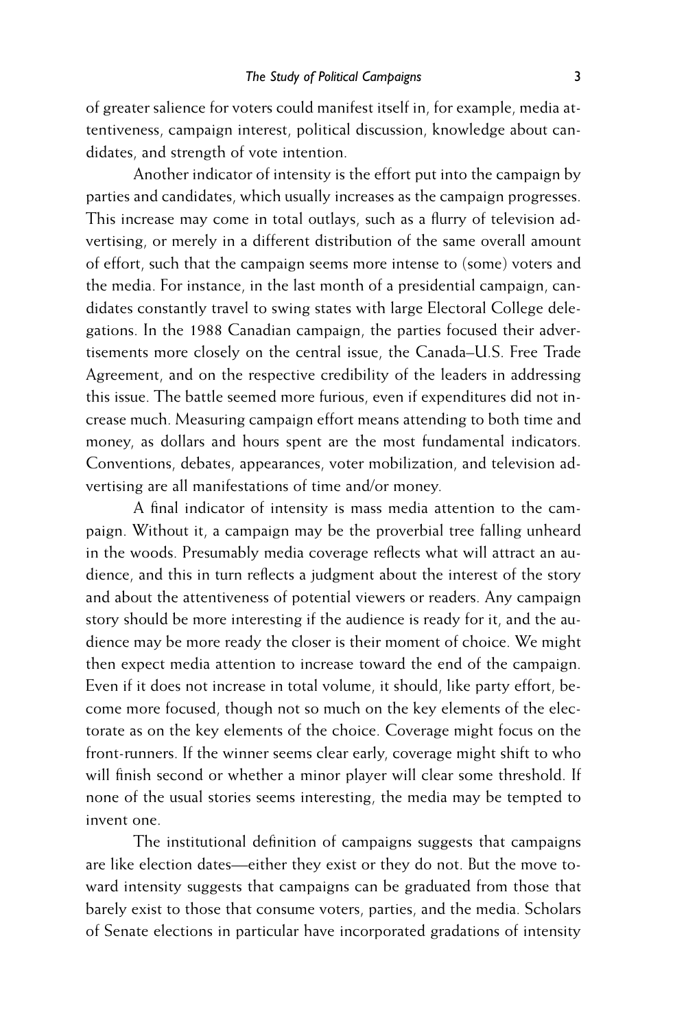of greater salience for voters could manifest itself in, for example, media attentiveness, campaign interest, political discussion, knowledge about candidates, and strength of vote intention.

Another indicator of intensity is the effort put into the campaign by parties and candidates, which usually increases as the campaign progresses. This increase may come in total outlays, such as a flurry of television advertising, or merely in a different distribution of the same overall amount of effort, such that the campaign seems more intense to (some) voters and the media. For instance, in the last month of a presidential campaign, candidates constantly travel to swing states with large Electoral College delegations. In the 1988 Canadian campaign, the parties focused their advertisements more closely on the central issue, the Canada–U.S. Free Trade Agreement, and on the respective credibility of the leaders in addressing this issue. The battle seemed more furious, even if expenditures did not increase much. Measuring campaign effort means attending to both time and money, as dollars and hours spent are the most fundamental indicators. Conventions, debates, appearances, voter mobilization, and television advertising are all manifestations of time and/or money.

A final indicator of intensity is mass media attention to the campaign. Without it, a campaign may be the proverbial tree falling unheard in the woods. Presumably media coverage reflects what will attract an audience, and this in turn reflects a judgment about the interest of the story and about the attentiveness of potential viewers or readers. Any campaign story should be more interesting if the audience is ready for it, and the audience may be more ready the closer is their moment of choice. We might then expect media attention to increase toward the end of the campaign. Even if it does not increase in total volume, it should, like party effort, become more focused, though not so much on the key elements of the electorate as on the key elements of the choice. Coverage might focus on the front-runners. If the winner seems clear early, coverage might shift to who will finish second or whether a minor player will clear some threshold. If none of the usual stories seems interesting, the media may be tempted to invent one.

The institutional definition of campaigns suggests that campaigns are like election dates—either they exist or they do not. But the move toward intensity suggests that campaigns can be graduated from those that barely exist to those that consume voters, parties, and the media. Scholars of Senate elections in particular have incorporated gradations of intensity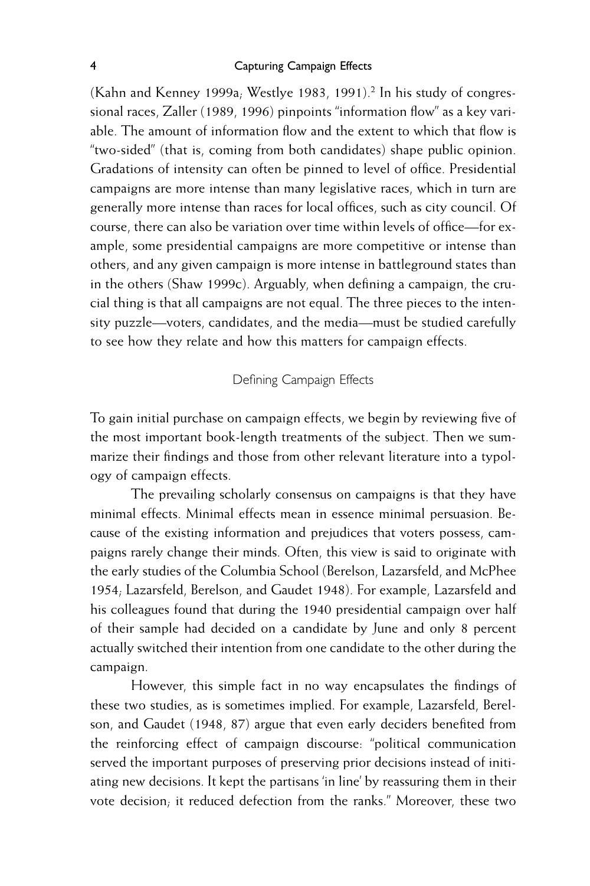(Kahn and Kenney 1999a; Westlye 1983, 1991).[2] In his study of congressional races, Zaller (1989, 1996) pinpoints "information flow" as a key variable. The amount of information flow and the extent to which that flow is "two-sided" (that is, coming from both candidates) shape public opinion. Gradations of intensity can often be pinned to level of office. Presidential campaigns are more intense than many legislative races, which in turn are generally more intense than races for local offices, such as city council. Of course, there can also be variation over time within levels of office—for example, some presidential campaigns are more competitive or intense than others, and any given campaign is more intense in battleground states than in the others (Shaw 1999c). Arguably, when defining a campaign, the crucial thing is that all campaigns are not equal. The three pieces to the intensity puzzle—voters, candidates, and the media—must be studied carefully to see how they relate and how this matters for campaign effects.

## Defining Campaign Effects

To gain initial purchase on campaign effects, we begin by reviewing five of the most important book-length treatments of the subject. Then we summarize their findings and those from other relevant literature into a typology of campaign effects.

The prevailing scholarly consensus on campaigns is that they have minimal effects. Minimal effects mean in essence minimal persuasion. Because of the existing information and prejudices that voters possess, campaigns rarely change their minds. Often, this view is said to originate with the early studies of the Columbia School (Berelson, Lazarsfeld, and McPhee 1954; Lazarsfeld, Berelson, and Gaudet 1948). For example, Lazarsfeld and his colleagues found that during the 1940 presidential campaign over half of their sample had decided on a candidate by June and only 8 percent actually switched their intention from one candidate to the other during the campaign.

However, this simple fact in no way encapsulates the findings of these two studies, as is sometimes implied. For example, Lazarsfeld, Berelson, and Gaudet (1948, 87) argue that even early deciders benefited from the reinforcing effect of campaign discourse: "political communication served the important purposes of preserving prior decisions instead of initiating new decisions. It kept the partisans 'in line' by reassuring them in their vote decision; it reduced defection from the ranks." Moreover, these two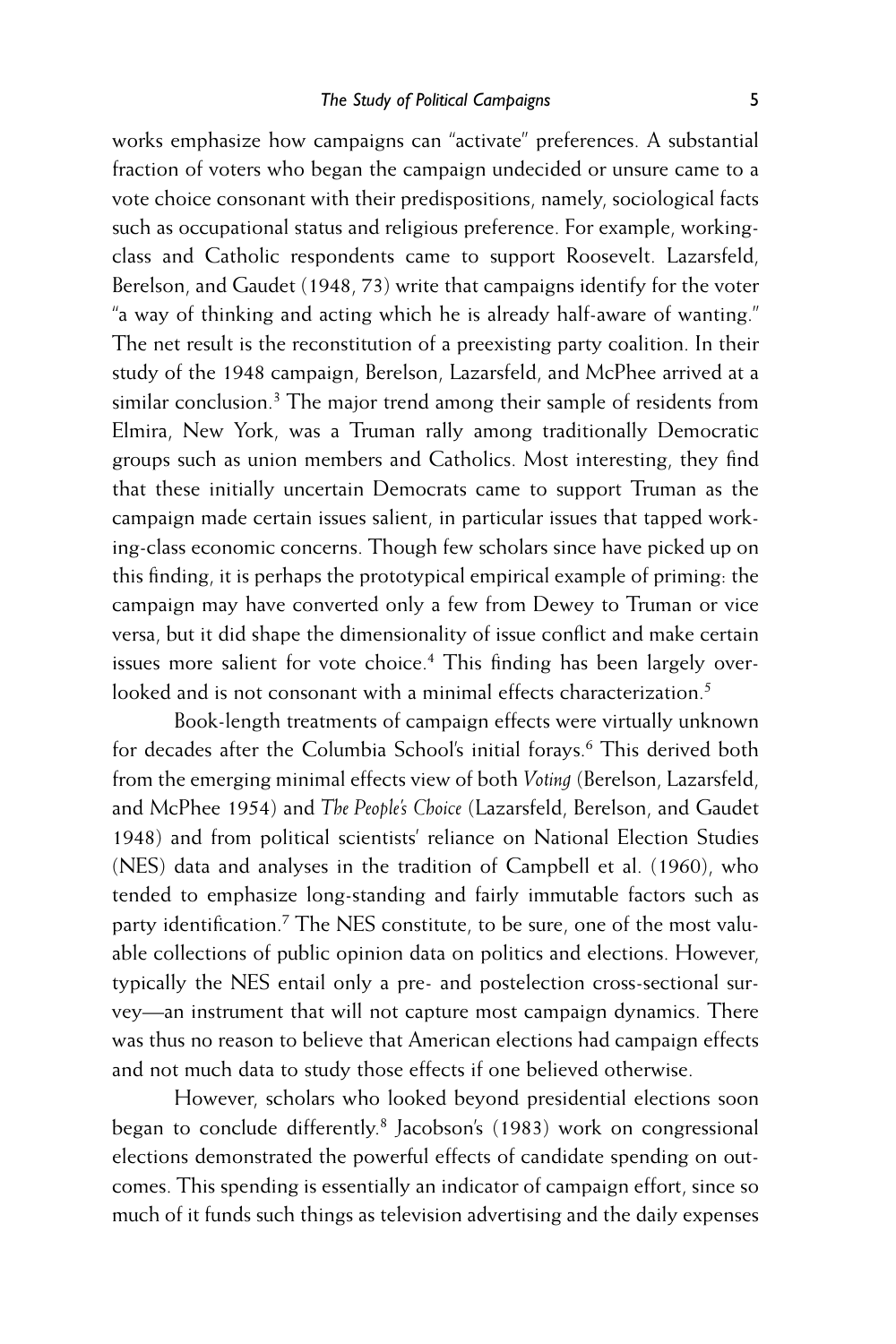works emphasize how campaigns can "activate" preferences. A substantial fraction of voters who began the campaign undecided or unsure came to a vote choice consonant with their predispositions, namely, sociological facts such as occupational status and religious preference. For example, working-class and Catholic respondents came to support Roosevelt. Lazarsfeld, Berelson, and Gaudet (1948, 73) write that campaigns identify for the voter "a way of thinking and acting which he is already half-aware of wanting." The net result is the reconstitution of a preexisting party coalition. In their study of the 1948 campaign, Berelson, Lazarsfeld, and McPhee arrived at a similar conclusion.[3] The major trend among their sample of residents from Elmira, New York, was a Truman rally among traditionally Democratic groups such as union members and Catholics. Most interesting, they find that these initially uncertain Democrats came to support Truman as the campaign made certain issues salient, in particular issues that tapped working-class economic concerns. Though few scholars since have picked up on this finding, it is perhaps the prototypical empirical example of priming: the campaign may have converted only a few from Dewey to Truman or vice versa, but it did shape the dimensionality of issue conflict and make certain issues more salient for vote choice.[4] This finding has been largely overlooked and is not consonant with a minimal effects characterization.[5]

Book-length treatments of campaign effects were virtually unknown for decades after the Columbia School's initial forays.[6] This derived both from the emerging minimal effects view of both *Voting* (Berelson, Lazarsfeld, and McPhee 1954) and *The People's Choice* (Lazarsfeld, Berelson, and Gaudet 1948) and from political scientists' reliance on National Election Studies (NES) data and analyses in the tradition of Campbell et al. (1960), who tended to emphasize long-standing and fairly immutable factors such as party identification.[7] The NES constitute, to be sure, one of the most valuable collections of public opinion data on politics and elections. However, typically the NES entail only a pre- and postelection cross-sectional survey—an instrument that will not capture most campaign dynamics. There was thus no reason to believe that American elections had campaign effects and not much data to study those effects if one believed otherwise.

However, scholars who looked beyond presidential elections soon began to conclude differently.[8] Jacobson's (1983) work on congressional elections demonstrated the powerful effects of candidate spending on outcomes. This spending is essentially an indicator of campaign effort, since so much of it funds such things as television advertising and the daily expenses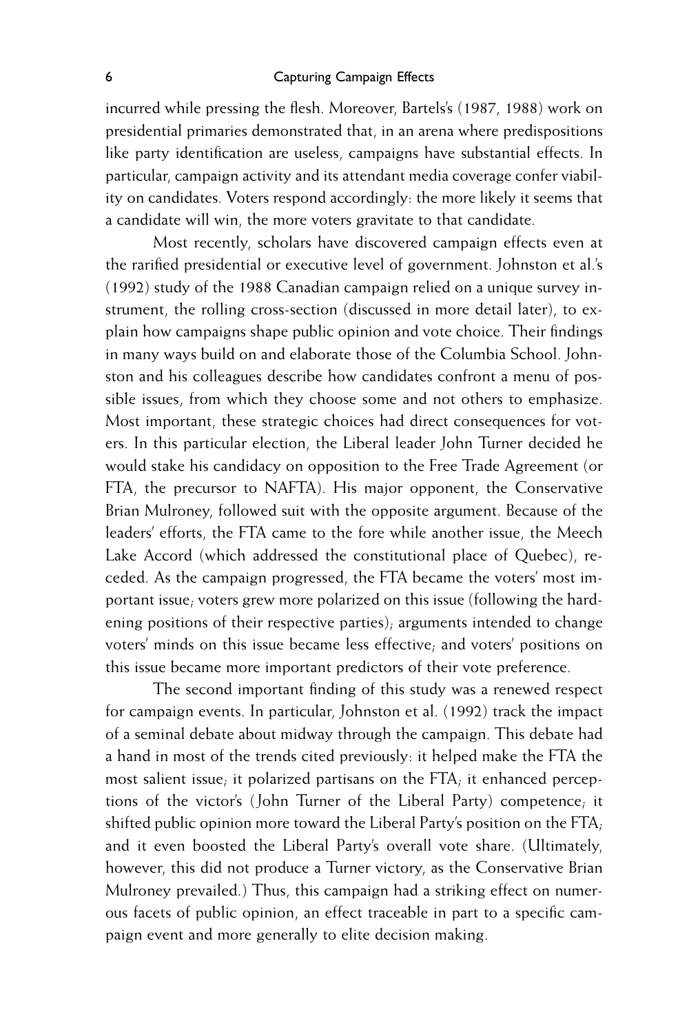incurred while pressing the flesh. Moreover, Bartels's (1987, 1988) work on presidential primaries demonstrated that, in an arena where predispositions like party identification are useless, campaigns have substantial effects. In particular, campaign activity and its attendant media coverage confer viability on candidates. Voters respond accordingly: the more likely it seems that a candidate will win, the more voters gravitate to that candidate.

Most recently, scholars have discovered campaign effects even at the rarified presidential or executive level of government. Johnston et al.'s (1992) study of the 1988 Canadian campaign relied on a unique survey instrument, the rolling cross-section (discussed in more detail later), to explain how campaigns shape public opinion and vote choice. Their findings in many ways build on and elaborate those of the Columbia School. Johnston and his colleagues describe how candidates confront a menu of possible issues, from which they choose some and not others to emphasize. Most important, these strategic choices had direct consequences for voters. In this particular election, the Liberal leader John Turner decided he would stake his candidacy on opposition to the Free Trade Agreement (or FTA, the precursor to NAFTA). His major opponent, the Conservative Brian Mulroney, followed suit with the opposite argument. Because of the leaders' efforts, the FTA came to the fore while another issue, the Meech Lake Accord (which addressed the constitutional place of Quebec), receded. As the campaign progressed, the FTA became the voters' most important issue; voters grew more polarized on this issue (following the hardening positions of their respective parties); arguments intended to change voters' minds on this issue became less effective; and voters' positions on this issue became more important predictors of their vote preference.

The second important finding of this study was a renewed respect for campaign events. In particular, Johnston et al. (1992) track the impact of a seminal debate about midway through the campaign. This debate had a hand in most of the trends cited previously: it helped make the FTA the most salient issue; it polarized partisans on the FTA; it enhanced perceptions of the victor's (John Turner of the Liberal Party) competence; it shifted public opinion more toward the Liberal Party's position on the FTA; and it even boosted the Liberal Party's overall vote share. (Ultimately, however, this did not produce a Turner victory, as the Conservative Brian Mulroney prevailed.) Thus, this campaign had a striking effect on numerous facets of public opinion, an effect traceable in part to a specific campaign event and more generally to elite decision making.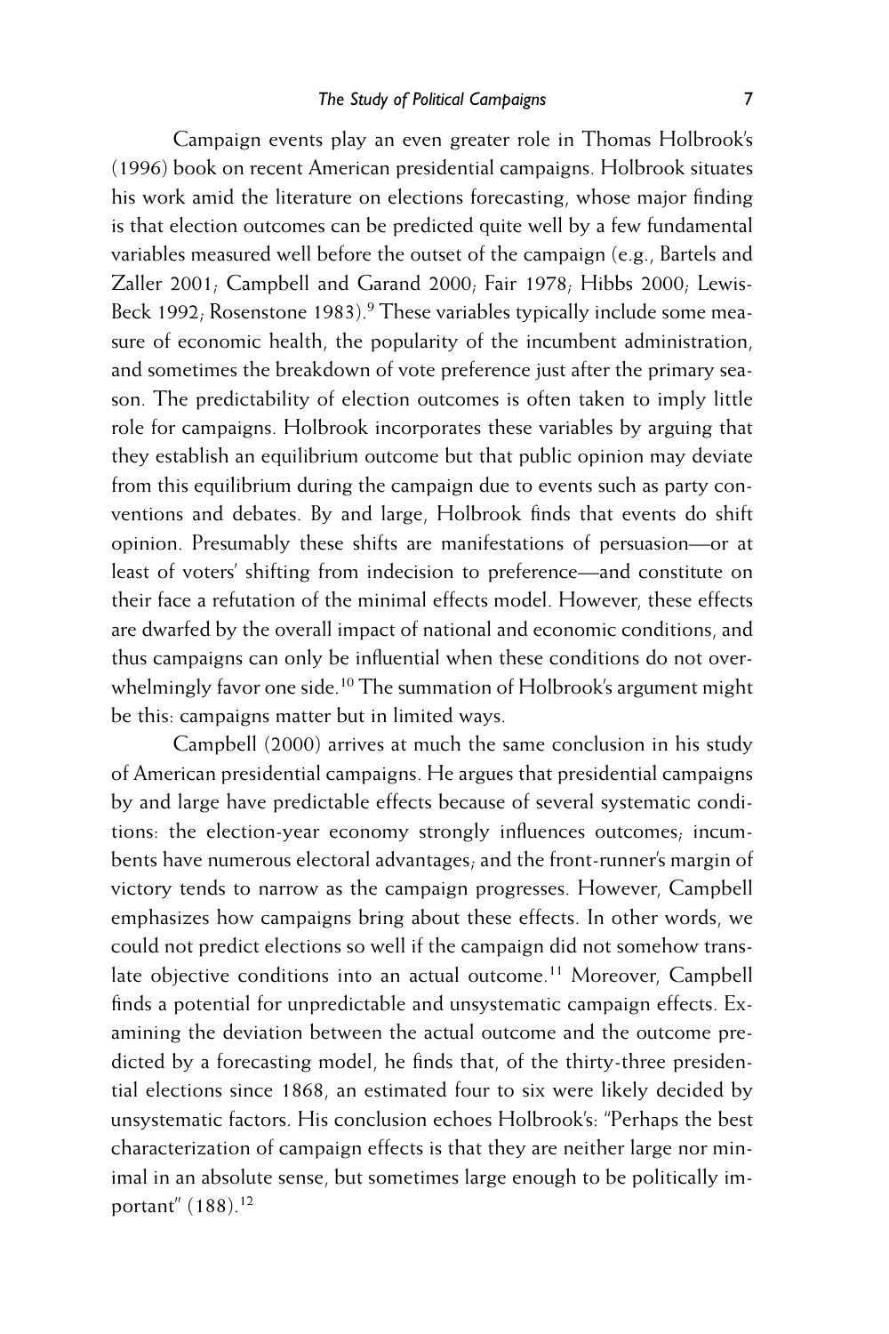Campaign events play an even greater role in Thomas Holbrook's (1996) book on recent American presidential campaigns. Holbrook situates his work amid the literature on elections forecasting, whose major finding is that election outcomes can be predicted quite well by a few fundamental variables measured well before the outset of the campaign (e.g., Bartels and Zaller 2001; Campbell and Garand 2000; Fair 1978; Hibbs 2000; Lewis-Beck 1992; Rosenstone 1983).[9] These variables typically include some measure of economic health, the popularity of the incumbent administration, and sometimes the breakdown of vote preference just after the primary season. The predictability of election outcomes is often taken to imply little role for campaigns. Holbrook incorporates these variables by arguing that they establish an equilibrium outcome but that public opinion may deviate from this equilibrium during the campaign due to events such as party conventions and debates. By and large, Holbrook finds that events do shift opinion. Presumably these shifts are manifestations of persuasion—or at least of voters' shifting from indecision to preference—and constitute on their face a refutation of the minimal effects model. However, these effects are dwarfed by the overall impact of national and economic conditions, and thus campaigns can only be influential when these conditions do not overwhelmingly favor one side.[10] The summation of Holbrook's argument might be this: campaigns matter but in limited ways.

Campbell (2000) arrives at much the same conclusion in his study of American presidential campaigns. He argues that presidential campaigns by and large have predictable effects because of several systematic conditions: the election-year economy strongly influences outcomes; incumbents have numerous electoral advantages; and the front-runner's margin of victory tends to narrow as the campaign progresses. However, Campbell emphasizes how campaigns bring about these effects. In other words, we could not predict elections so well if the campaign did not somehow translate objective conditions into an actual outcome.[11] Moreover, Campbell finds a potential for unpredictable and unsystematic campaign effects. Examining the deviation between the actual outcome and the outcome predicted by a forecasting model, he finds that, of the thirty-three presidential elections since 1868, an estimated four to six were likely decided by unsystematic factors. His conclusion echoes Holbrook's: "Perhaps the best characterization of campaign effects is that they are neither large nor minimal in an absolute sense, but sometimes large enough to be politically important" (188).[12]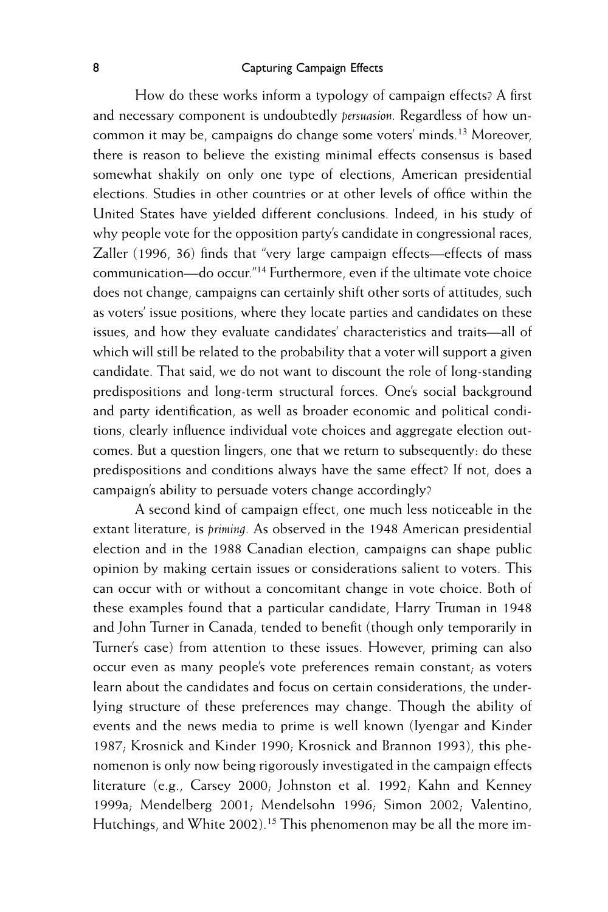How do these works inform a typology of campaign effects? A first and necessary component is undoubtedly *persuasion.* Regardless of how uncommon it may be, campaigns do change some voters' minds.[13] Moreover, there is reason to believe the existing minimal effects consensus is based somewhat shakily on only one type of elections, American presidential elections. Studies in other countries or at other levels of office within the United States have yielded different conclusions. Indeed, in his study of why people vote for the opposition party's candidate in congressional races, Zaller (1996, 36) finds that "very large campaign effects—effects of mass communication—do occur."[14] Furthermore, even if the ultimate vote choice does not change, campaigns can certainly shift other sorts of attitudes, such as voters' issue positions, where they locate parties and candidates on these issues, and how they evaluate candidates' characteristics and traits—all of which will still be related to the probability that a voter will support a given candidate. That said, we do not want to discount the role of long-standing predispositions and long-term structural forces. One's social background and party identification, as well as broader economic and political conditions, clearly influence individual vote choices and aggregate election outcomes. But a question lingers, one that we return to subsequently: do these predispositions and conditions always have the same effect? If not, does a campaign's ability to persuade voters change accordingly?

A second kind of campaign effect, one much less noticeable in the extant literature, is *priming.* As observed in the 1948 American presidential election and in the 1988 Canadian election, campaigns can shape public opinion by making certain issues or considerations salient to voters. This can occur with or without a concomitant change in vote choice. Both of these examples found that a particular candidate, Harry Truman in 1948 and John Turner in Canada, tended to benefit (though only temporarily in Turner's case) from attention to these issues. However, priming can also occur even as many people's vote preferences remain constant; as voters learn about the candidates and focus on certain considerations, the underlying structure of these preferences may change. Though the ability of events and the news media to prime is well known (Iyengar and Kinder 1987; Krosnick and Kinder 1990; Krosnick and Brannon 1993), this phenomenon is only now being rigorously investigated in the campaign effects literature (e.g., Carsey 2000; Johnston et al. 1992; Kahn and Kenney 1999a; Mendelberg 2001; Mendelsohn 1996; Simon 2002; Valentino, Hutchings, and White 2002).[15] This phenomenon may be all the more im-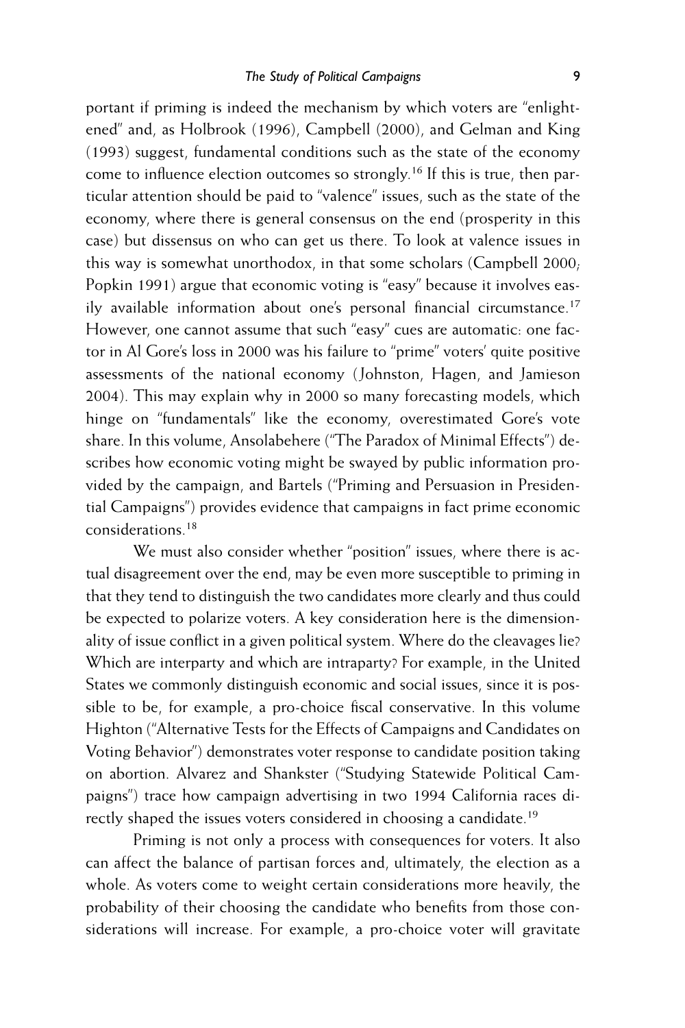portant if priming is indeed the mechanism by which voters are "enlightened" and, as Holbrook (1996), Campbell (2000), and Gelman and King (1993) suggest, fundamental conditions such as the state of the economy come to influence election outcomes so strongly.[16] If this is true, then particular attention should be paid to "valence" issues, such as the state of the economy, where there is general consensus on the end (prosperity in this case) but dissensus on who can get us there. To look at valence issues in this way is somewhat unorthodox, in that some scholars (Campbell 2000; Popkin 1991) argue that economic voting is "easy" because it involves easily available information about one's personal financial circumstance.[17] However, one cannot assume that such "easy" cues are automatic: one factor in Al Gore's loss in 2000 was his failure to "prime" voters' quite positive assessments of the national economy (Johnston, Hagen, and Jamieson 2004). This may explain why in 2000 so many forecasting models, which hinge on "fundamentals" like the economy, overestimated Gore's vote share. In this volume, Ansolabehere ("The Paradox of Minimal Effects") describes how economic voting might be swayed by public information provided by the campaign, and Bartels ("Priming and Persuasion in Presidential Campaigns") provides evidence that campaigns in fact prime economic considerations.[18]

We must also consider whether "position" issues, where there is actual disagreement over the end, may be even more susceptible to priming in that they tend to distinguish the two candidates more clearly and thus could be expected to polarize voters. A key consideration here is the dimensionality of issue conflict in a given political system. Where do the cleavages lie? Which are interparty and which are intraparty? For example, in the United States we commonly distinguish economic and social issues, since it is possible to be, for example, a pro-choice fiscal conservative. In this volume Highton ("Alternative Tests for the Effects of Campaigns and Candidates on Voting Behavior") demonstrates voter response to candidate position taking on abortion. Alvarez and Shankster ("Studying Statewide Political Campaigns") trace how campaign advertising in two 1994 California races directly shaped the issues voters considered in choosing a candidate.[19]

Priming is not only a process with consequences for voters. It also can affect the balance of partisan forces and, ultimately, the election as a whole. As voters come to weight certain considerations more heavily, the probability of their choosing the candidate who benefits from those considerations will increase. For example, a pro-choice voter will gravitate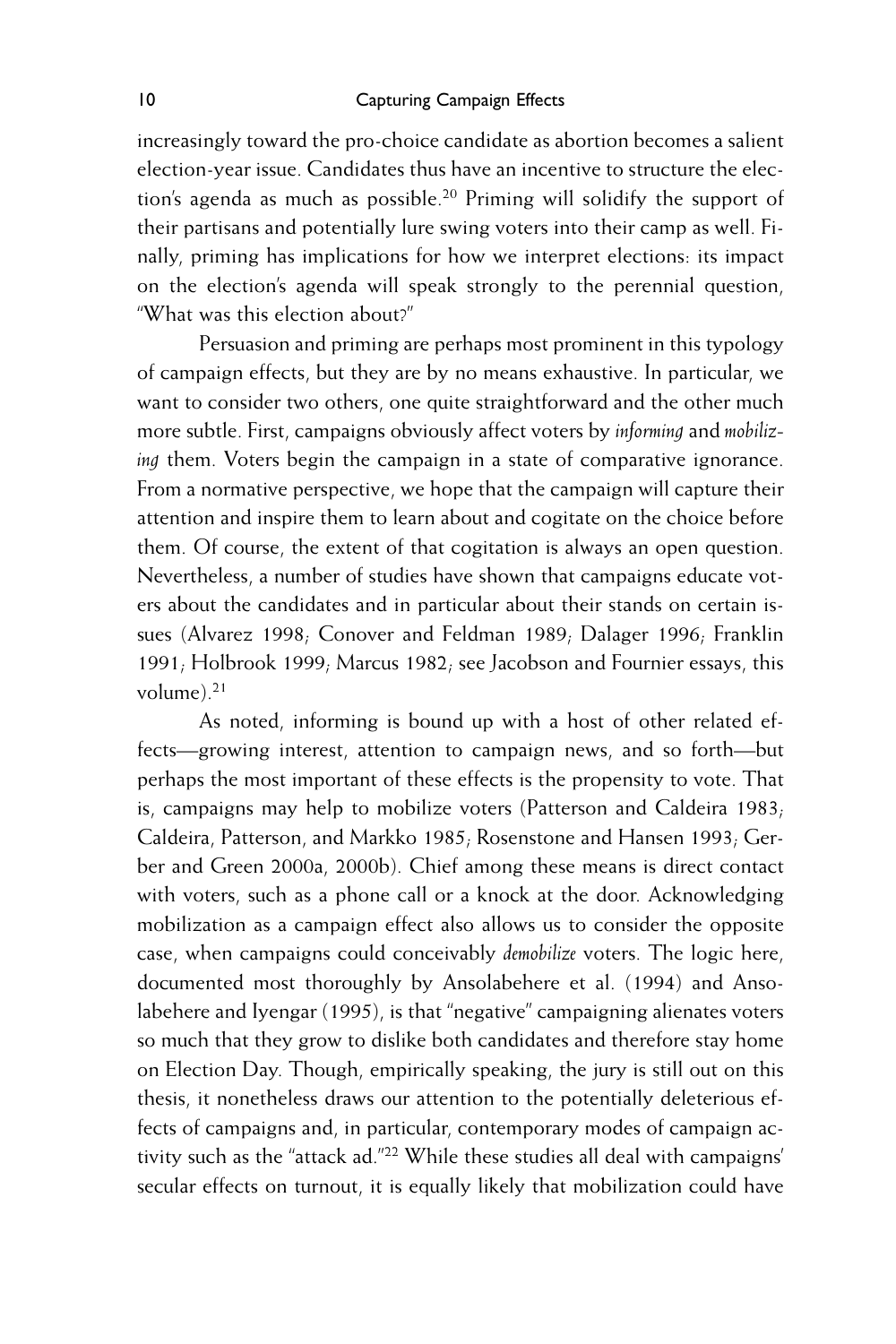increasingly toward the pro-choice candidate as abortion becomes a salient election-year issue. Candidates thus have an incentive to structure the election's agenda as much as possible.[20] Priming will solidify the support of their partisans and potentially lure swing voters into their camp as well. Finally, priming has implications for how we interpret elections: its impact on the election's agenda will speak strongly to the perennial question, "What was this election about?"

Persuasion and priming are perhaps most prominent in this typology of campaign effects, but they are by no means exhaustive. In particular, we want to consider two others, one quite straightforward and the other much more subtle. First, campaigns obviously affect voters by *informing* and *mobilizing* them. Voters begin the campaign in a state of comparative ignorance. From a normative perspective, we hope that the campaign will capture their attention and inspire them to learn about and cogitate on the choice before them. Of course, the extent of that cogitation is always an open question. Nevertheless, a number of studies have shown that campaigns educate voters about the candidates and in particular about their stands on certain issues (Alvarez 1998; Conover and Feldman 1989; Dalager 1996; Franklin 1991; Holbrook 1999; Marcus 1982; see Jacobson and Fournier essays, this volume).[21]

As noted, informing is bound up with a host of other related effects—growing interest, attention to campaign news, and so forth—but perhaps the most important of these effects is the propensity to vote. That is, campaigns may help to mobilize voters (Patterson and Caldeira 1983; Caldeira, Patterson, and Markko 1985; Rosenstone and Hansen 1993; Gerber and Green 2000a, 2000b). Chief among these means is direct contact with voters, such as a phone call or a knock at the door. Acknowledging mobilization as a campaign effect also allows us to consider the opposite case, when campaigns could conceivably *demobilize* voters. The logic here, documented most thoroughly by Ansolabehere et al. (1994) and Ansolabehere and Iyengar (1995), is that "negative" campaigning alienates voters so much that they grow to dislike both candidates and therefore stay home on Election Day. Though, empirically speaking, the jury is still out on this thesis, it nonetheless draws our attention to the potentially deleterious effects of campaigns and, in particular, contemporary modes of campaign activity such as the "attack ad."[22] While these studies all deal with campaigns' secular effects on turnout, it is equally likely that mobilization could have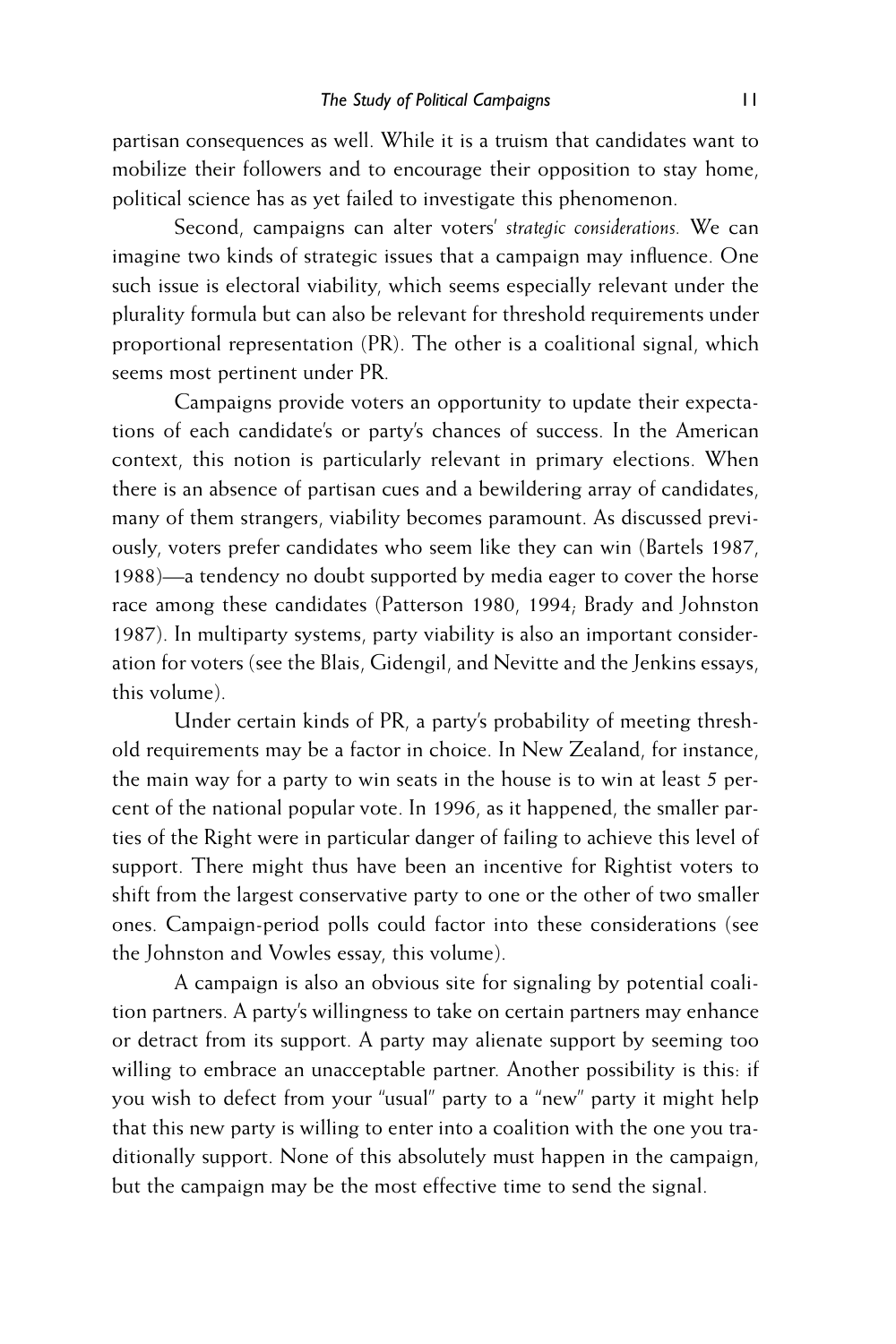partisan consequences as well. While it is a truism that candidates want to mobilize their followers and to encourage their opposition to stay home, political science has as yet failed to investigate this phenomenon.

Second, campaigns can alter voters' *strategic considerations.* We can imagine two kinds of strategic issues that a campaign may influence. One such issue is electoral viability, which seems especially relevant under the plurality formula but can also be relevant for threshold requirements under proportional representation (PR). The other is a coalitional signal, which seems most pertinent under PR.

Campaigns provide voters an opportunity to update their expectations of each candidate's or party's chances of success. In the American context, this notion is particularly relevant in primary elections. When there is an absence of partisan cues and a bewildering array of candidates, many of them strangers, viability becomes paramount. As discussed previously, voters prefer candidates who seem like they can win (Bartels 1987, 1988)—a tendency no doubt supported by media eager to cover the horse race among these candidates (Patterson 1980, 1994; Brady and Johnston 1987). In multiparty systems, party viability is also an important consideration for voters (see the Blais, Gidengil, and Nevitte and the Jenkins essays, this volume).

Under certain kinds of PR, a party's probability of meeting threshold requirements may be a factor in choice. In New Zealand, for instance, the main way for a party to win seats in the house is to win at least 5 percent of the national popular vote. In 1996, as it happened, the smaller parties of the Right were in particular danger of failing to achieve this level of support. There might thus have been an incentive for Rightist voters to shift from the largest conservative party to one or the other of two smaller ones. Campaign-period polls could factor into these considerations (see the Johnston and Vowles essay, this volume).

A campaign is also an obvious site for signaling by potential coalition partners. A party's willingness to take on certain partners may enhance or detract from its support. A party may alienate support by seeming too willing to embrace an unacceptable partner. Another possibility is this: if you wish to defect from your "usual" party to a "new" party it might help that this new party is willing to enter into a coalition with the one you traditionally support. None of this absolutely must happen in the campaign, but the campaign may be the most effective time to send the signal.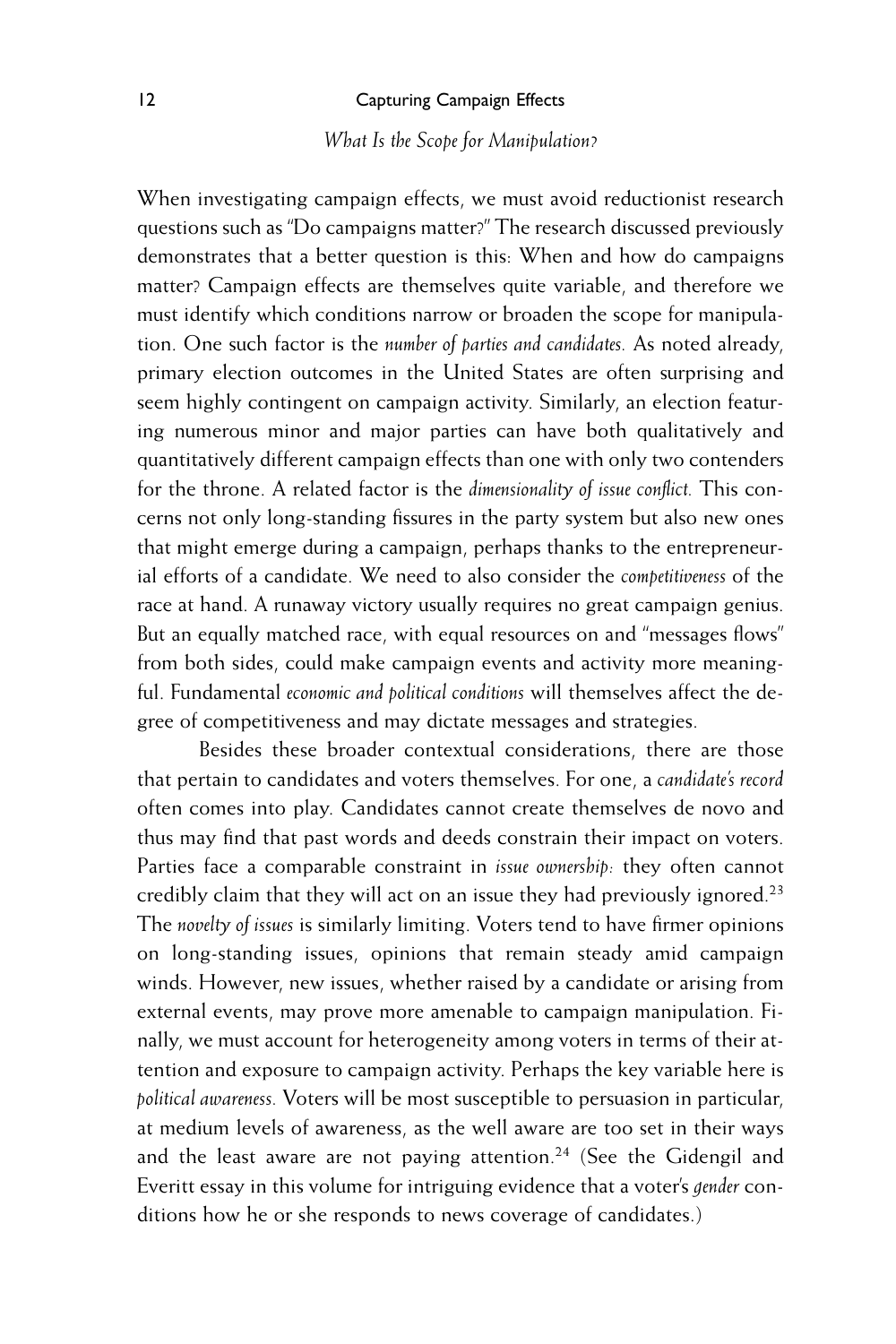### *What Is the Scope for Manipulation?*

When investigating campaign effects, we must avoid reductionist research questions such as "Do campaigns matter?" The research discussed previously demonstrates that a better question is this: When and how do campaigns matter? Campaign effects are themselves quite variable, and therefore we must identify which conditions narrow or broaden the scope for manipulation. One such factor is the *number of parties and candidates.* As noted already, primary election outcomes in the United States are often surprising and seem highly contingent on campaign activity. Similarly, an election featuring numerous minor and major parties can have both qualitatively and quantitatively different campaign effects than one with only two contenders for the throne. A related factor is the *dimensionality of issue conflict.* This concerns not only long-standing fissures in the party system but also new ones that might emerge during a campaign, perhaps thanks to the entrepreneurial efforts of a candidate. We need to also consider the *competitiveness* of the race at hand. A runaway victory usually requires no great campaign genius. But an equally matched race, with equal resources on and "messages flows" from both sides, could make campaign events and activity more meaningful. Fundamental *economic and political conditions* will themselves affect the degree of competitiveness and may dictate messages and strategies.

Besides these broader contextual considerations, there are those that pertain to candidates and voters themselves. For one, a *candidate's record* often comes into play. Candidates cannot create themselves de novo and thus may find that past words and deeds constrain their impact on voters. Parties face a comparable constraint in *issue ownership:* they often cannot credibly claim that they will act on an issue they had previously ignored.[23] The *novelty of issues* is similarly limiting. Voters tend to have firmer opinions on long-standing issues, opinions that remain steady amid campaign winds. However, new issues, whether raised by a candidate or arising from external events, may prove more amenable to campaign manipulation. Finally, we must account for heterogeneity among voters in terms of their attention and exposure to campaign activity. Perhaps the key variable here is *political awareness.* Voters will be most susceptible to persuasion in particular, at medium levels of awareness, as the well aware are too set in their ways and the least aware are not paying attention.[24] (See the Gidengil and Everitt essay in this volume for intriguing evidence that a voter's *gender* conditions how he or she responds to news coverage of candidates.)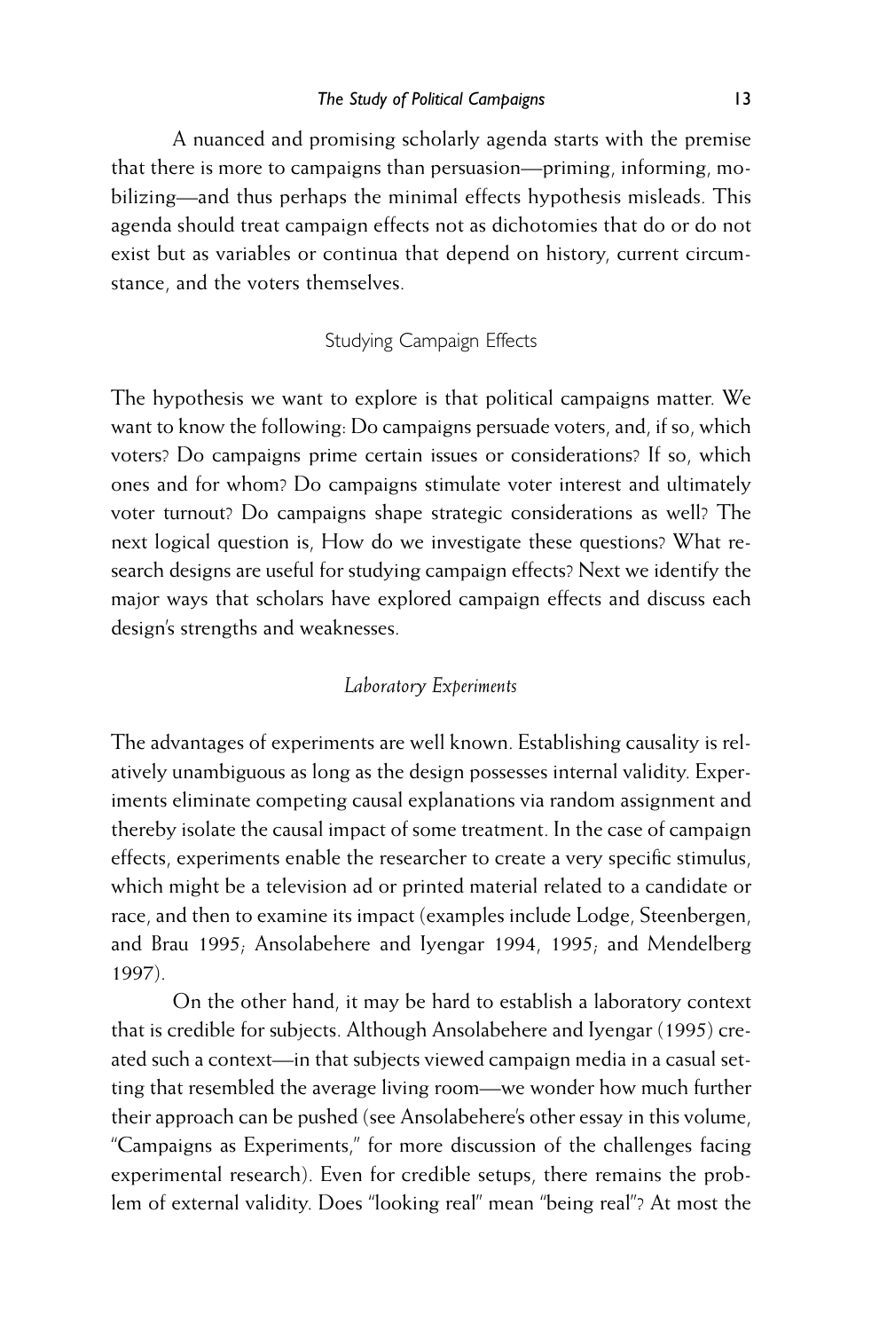A nuanced and promising scholarly agenda starts with the premise that there is more to campaigns than persuasion—priming, informing, mobilizing—and thus perhaps the minimal effects hypothesis misleads. This agenda should treat campaign effects not as dichotomies that do or do not exist but as variables or continua that depend on history, current circumstance, and the voters themselves.

## Studying Campaign Effects

The hypothesis we want to explore is that political campaigns matter. We want to know the following: Do campaigns persuade voters, and, if so, which voters? Do campaigns prime certain issues or considerations? If so, which ones and for whom? Do campaigns stimulate voter interest and ultimately voter turnout? Do campaigns shape strategic considerations as well? The next logical question is, How do we investigate these questions? What research designs are useful for studying campaign effects? Next we identify the major ways that scholars have explored campaign effects and discuss each design's strengths and weaknesses.

### *Laboratory Experiments*

The advantages of experiments are well known. Establishing causality is relatively unambiguous as long as the design possesses internal validity. Experiments eliminate competing causal explanations via random assignment and thereby isolate the causal impact of some treatment. In the case of campaign effects, experiments enable the researcher to create a very specific stimulus, which might be a television ad or printed material related to a candidate or race, and then to examine its impact (examples include Lodge, Steenbergen, and Brau 1995; Ansolabehere and Iyengar 1994, 1995; and Mendelberg 1997).

On the other hand, it may be hard to establish a laboratory context that is credible for subjects. Although Ansolabehere and Iyengar (1995) created such a context—in that subjects viewed campaign media in a casual setting that resembled the average living room—we wonder how much further their approach can be pushed (see Ansolabehere's other essay in this volume, "Campaigns as Experiments," for more discussion of the challenges facing experimental research). Even for credible setups, there remains the problem of external validity. Does "looking real" mean "being real"? At most the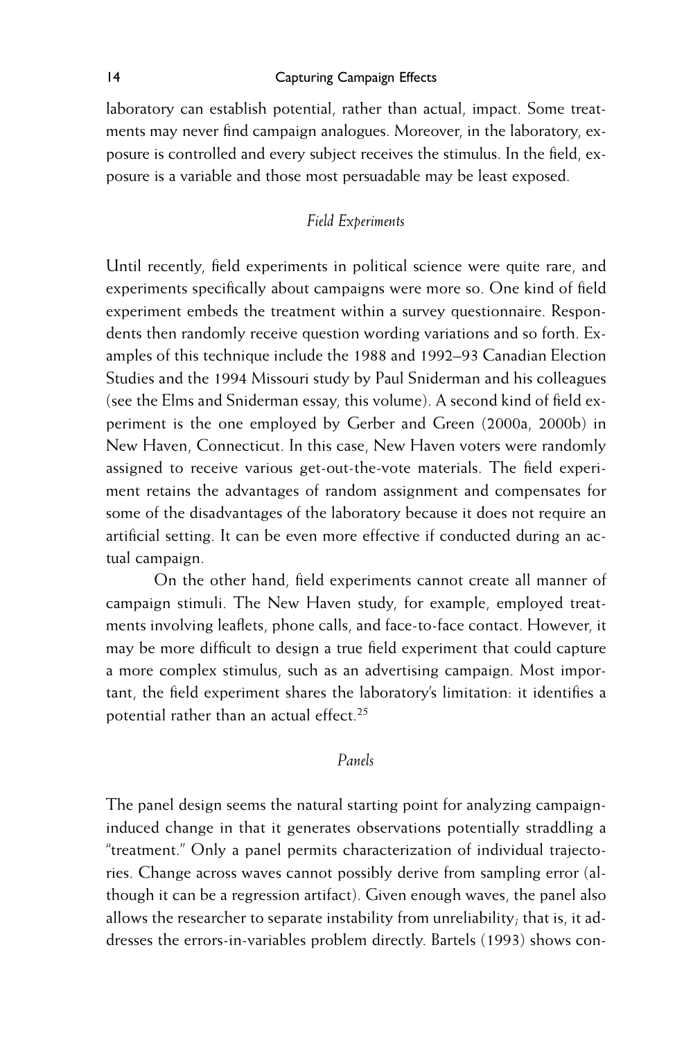laboratory can establish potential, rather than actual, impact. Some treatments may never find campaign analogues. Moreover, in the laboratory, exposure is controlled and every subject receives the stimulus. In the field, exposure is a variable and those most persuadable may be least exposed.

### *Field Experiments*

Until recently, field experiments in political science were quite rare, and experiments specifically about campaigns were more so. One kind of field experiment embeds the treatment within a survey questionnaire. Respondents then randomly receive question wording variations and so forth. Examples of this technique include the 1988 and 1992–93 Canadian Election Studies and the 1994 Missouri study by Paul Sniderman and his colleagues (see the Elms and Sniderman essay, this volume). A second kind of field experiment is the one employed by Gerber and Green (2000a, 2000b) in New Haven, Connecticut. In this case, New Haven voters were randomly assigned to receive various get-out-the-vote materials. The field experiment retains the advantages of random assignment and compensates for some of the disadvantages of the laboratory because it does not require an artificial setting. It can be even more effective if conducted during an actual campaign.

On the other hand, field experiments cannot create all manner of campaign stimuli. The New Haven study, for example, employed treatments involving leaflets, phone calls, and face-to-face contact. However, it may be more difficult to design a true field experiment that could capture a more complex stimulus, such as an advertising campaign. Most important, the field experiment shares the laboratory's limitation: it identifies a potential rather than an actual effect.[25]

### *Panels*

The panel design seems the natural starting point for analyzing campaign-induced change in that it generates observations potentially straddling a "treatment." Only a panel permits characterization of individual trajectories. Change across waves cannot possibly derive from sampling error (although it can be a regression artifact). Given enough waves, the panel also allows the researcher to separate instability from unreliability; that is, it addresses the errors-in-variables problem directly. Bartels (1993) shows con-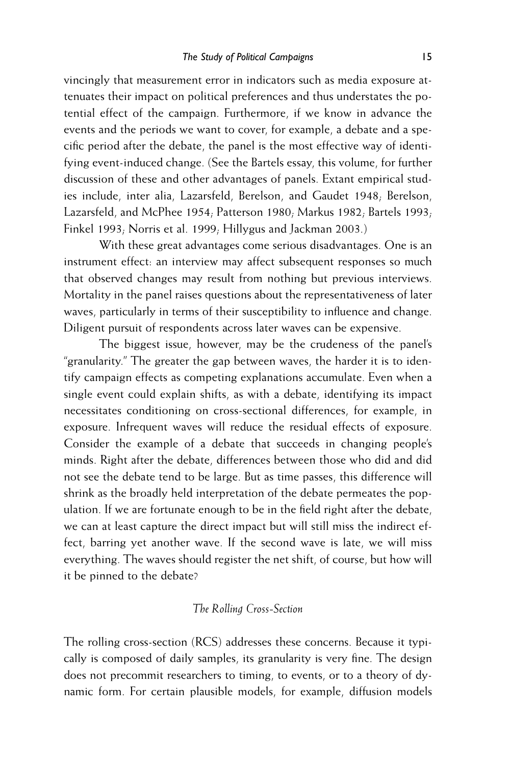vincingly that measurement error in indicators such as media exposure attenuates their impact on political preferences and thus understates the potential effect of the campaign. Furthermore, if we know in advance the events and the periods we want to cover, for example, a debate and a specific period after the debate, the panel is the most effective way of identifying event-induced change. (See the Bartels essay, this volume, for further discussion of these and other advantages of panels. Extant empirical studies include, inter alia, Lazarsfeld, Berelson, and Gaudet 1948; Berelson, Lazarsfeld, and McPhee 1954; Patterson 1980; Markus 1982; Bartels 1993; Finkel 1993; Norris et al. 1999; Hillygus and Jackman 2003.)

With these great advantages come serious disadvantages. One is an instrument effect: an interview may affect subsequent responses so much that observed changes may result from nothing but previous interviews. Mortality in the panel raises questions about the representativeness of later waves, particularly in terms of their susceptibility to influence and change. Diligent pursuit of respondents across later waves can be expensive.

The biggest issue, however, may be the crudeness of the panel's "granularity." The greater the gap between waves, the harder it is to identify campaign effects as competing explanations accumulate. Even when a single event could explain shifts, as with a debate, identifying its impact necessitates conditioning on cross-sectional differences, for example, in exposure. Infrequent waves will reduce the residual effects of exposure. Consider the example of a debate that succeeds in changing people's minds. Right after the debate, differences between those who did and did not see the debate tend to be large. But as time passes, this difference will shrink as the broadly held interpretation of the debate permeates the population. If we are fortunate enough to be in the field right after the debate, we can at least capture the direct impact but will still miss the indirect effect, barring yet another wave. If the second wave is late, we will miss everything. The waves should register the net shift, of course, but how will it be pinned to the debate?

### *The Rolling Cross-Section*

The rolling cross-section (RCS) addresses these concerns. Because it typically is composed of daily samples, its granularity is very fine. The design does not precommit researchers to timing, to events, or to a theory of dynamic form. For certain plausible models, for example, diffusion models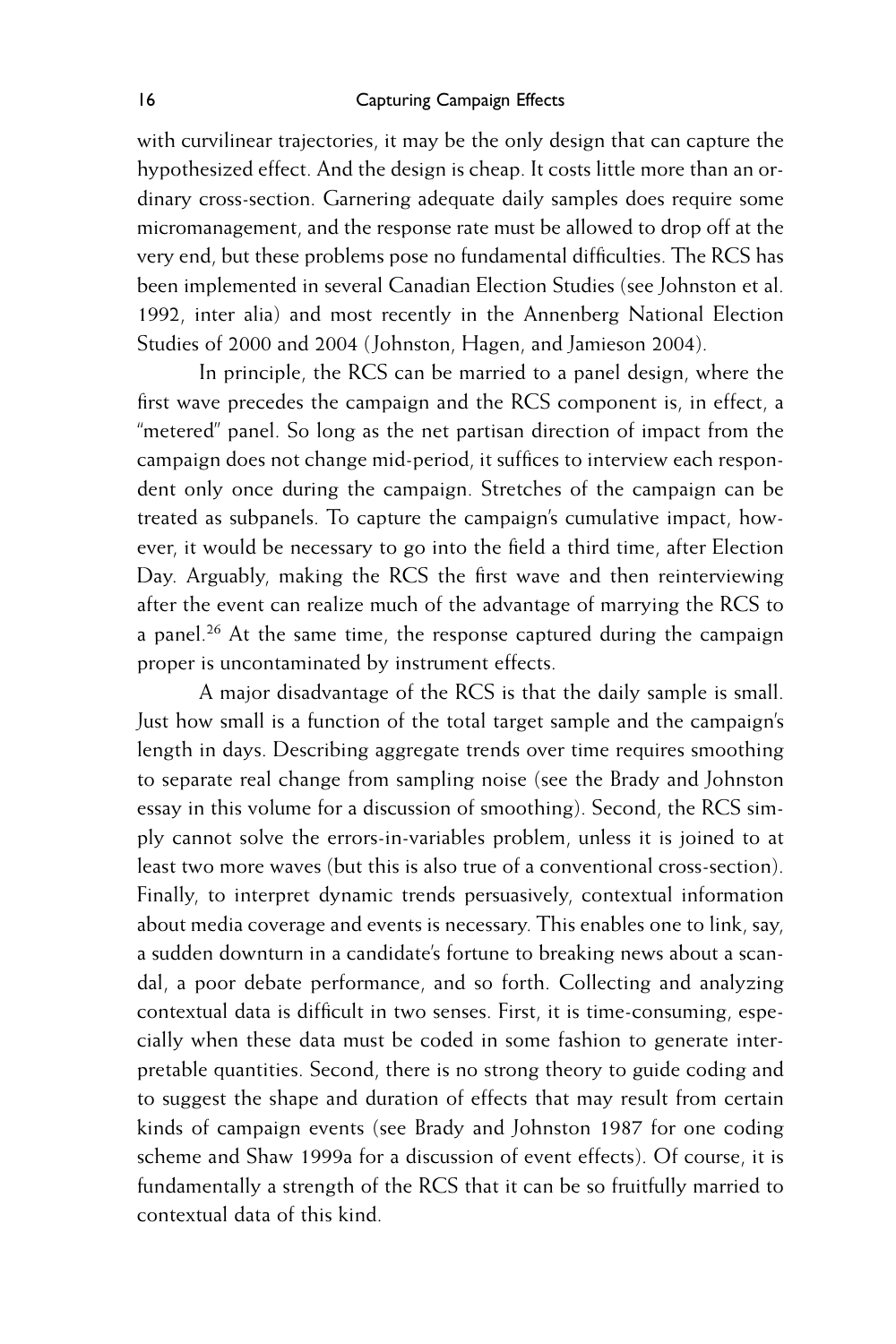with curvilinear trajectories, it may be the only design that can capture the hypothesized effect. And the design is cheap. It costs little more than an ordinary cross-section. Garnering adequate daily samples does require some micromanagement, and the response rate must be allowed to drop off at the very end, but these problems pose no fundamental difficulties. The RCS has been implemented in several Canadian Election Studies (see Johnston et al. 1992, inter alia) and most recently in the Annenberg National Election Studies of 2000 and 2004 (Johnston, Hagen, and Jamieson 2004).

In principle, the RCS can be married to a panel design, where the first wave precedes the campaign and the RCS component is, in effect, a "metered" panel. So long as the net partisan direction of impact from the campaign does not change mid-period, it suffices to interview each respondent only once during the campaign. Stretches of the campaign can be treated as subpanels. To capture the campaign's cumulative impact, however, it would be necessary to go into the field a third time, after Election Day. Arguably, making the RCS the first wave and then reinterviewing after the event can realize much of the advantage of marrying the RCS to a panel.[26] At the same time, the response captured during the campaign proper is uncontaminated by instrument effects.

A major disadvantage of the RCS is that the daily sample is small. Just how small is a function of the total target sample and the campaign's length in days. Describing aggregate trends over time requires smoothing to separate real change from sampling noise (see the Brady and Johnston essay in this volume for a discussion of smoothing). Second, the RCS simply cannot solve the errors-in-variables problem, unless it is joined to at least two more waves (but this is also true of a conventional cross-section). Finally, to interpret dynamic trends persuasively, contextual information about media coverage and events is necessary. This enables one to link, say, a sudden downturn in a candidate's fortune to breaking news about a scandal, a poor debate performance, and so forth. Collecting and analyzing contextual data is difficult in two senses. First, it is time-consuming, especially when these data must be coded in some fashion to generate interpretable quantities. Second, there is no strong theory to guide coding and to suggest the shape and duration of effects that may result from certain kinds of campaign events (see Brady and Johnston 1987 for one coding scheme and Shaw 1999a for a discussion of event effects). Of course, it is fundamentally a strength of the RCS that it can be so fruitfully married to contextual data of this kind.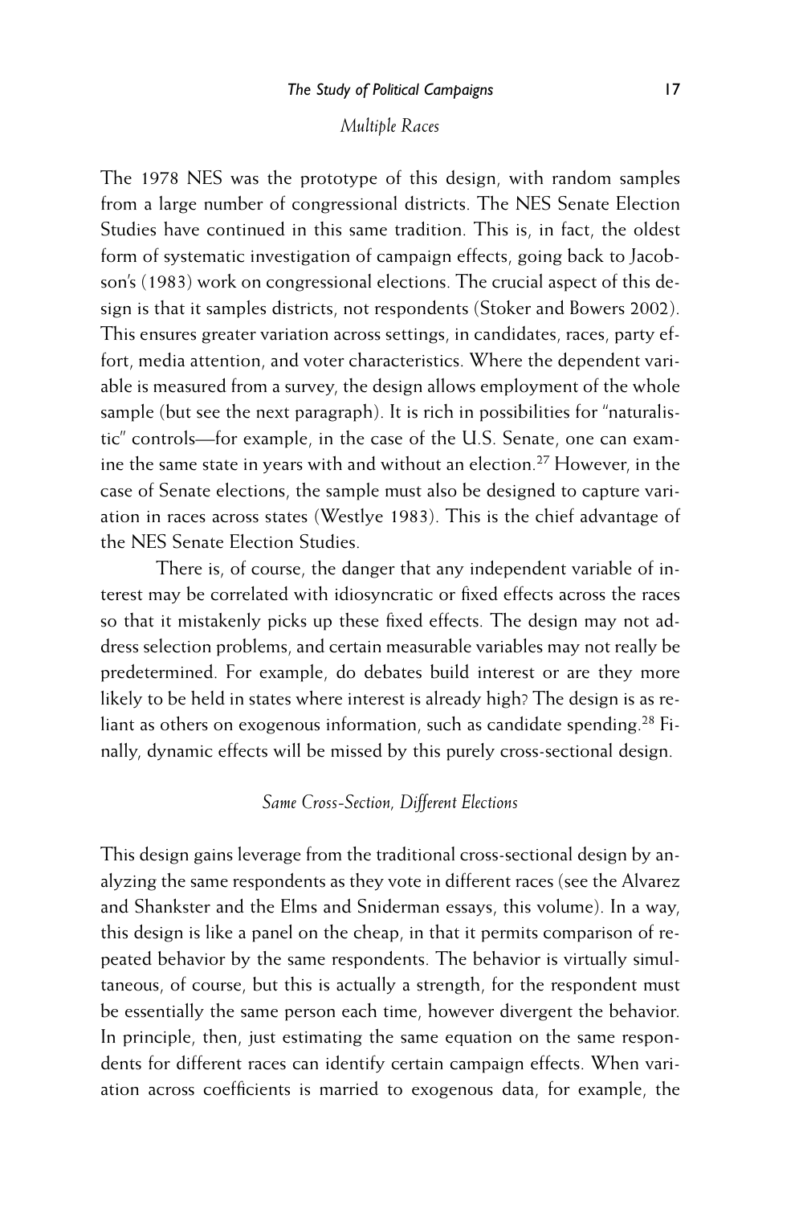### *Multiple Races*

The 1978 NES was the prototype of this design, with random samples from a large number of congressional districts. The NES Senate Election Studies have continued in this same tradition. This is, in fact, the oldest form of systematic investigation of campaign effects, going back to Jacobson's (1983) work on congressional elections. The crucial aspect of this design is that it samples districts, not respondents (Stoker and Bowers 2002). This ensures greater variation across settings, in candidates, races, party effort, media attention, and voter characteristics. Where the dependent variable is measured from a survey, the design allows employment of the whole sample (but see the next paragraph). It is rich in possibilities for "naturalistic" controls—for example, in the case of the U.S. Senate, one can examine the same state in years with and without an election.[27] However, in the case of Senate elections, the sample must also be designed to capture variation in races across states (Westlye 1983). This is the chief advantage of the NES Senate Election Studies.

There is, of course, the danger that any independent variable of interest may be correlated with idiosyncratic or fixed effects across the races so that it mistakenly picks up these fixed effects. The design may not address selection problems, and certain measurable variables may not really be predetermined. For example, do debates build interest or are they more likely to be held in states where interest is already high? The design is as reliant as others on exogenous information, such as candidate spending.[28] Finally, dynamic effects will be missed by this purely cross-sectional design.

### *Same Cross-Section, Different Elections*

This design gains leverage from the traditional cross-sectional design by analyzing the same respondents as they vote in different races (see the Alvarez and Shankster and the Elms and Sniderman essays, this volume). In a way, this design is like a panel on the cheap, in that it permits comparison of repeated behavior by the same respondents. The behavior is virtually simultaneous, of course, but this is actually a strength, for the respondent must be essentially the same person each time, however divergent the behavior. In principle, then, just estimating the same equation on the same respondents for different races can identify certain campaign effects. When variation across coefficients is married to exogenous data, for example, the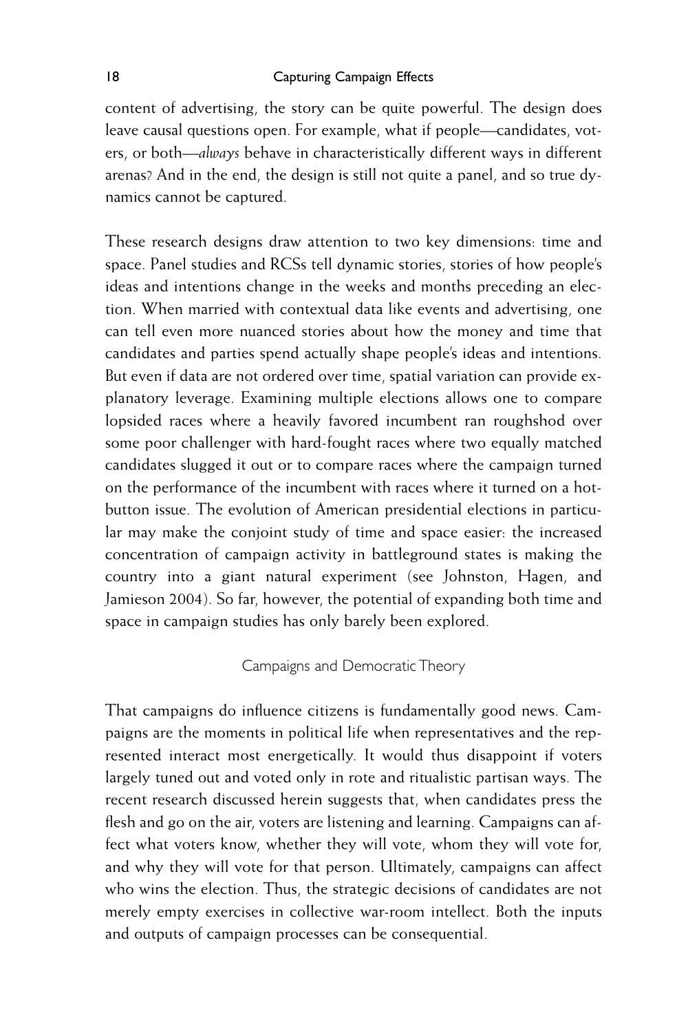content of advertising, the story can be quite powerful. The design does leave causal questions open. For example, what if people—candidates, voters, or both—*always* behave in characteristically different ways in different arenas? And in the end, the design is still not quite a panel, and so true dynamics cannot be captured.

These research designs draw attention to two key dimensions: time and space. Panel studies and RCSs tell dynamic stories, stories of how people's ideas and intentions change in the weeks and months preceding an election. When married with contextual data like events and advertising, one can tell even more nuanced stories about how the money and time that candidates and parties spend actually shape people's ideas and intentions. But even if data are not ordered over time, spatial variation can provide explanatory leverage. Examining multiple elections allows one to compare lopsided races where a heavily favored incumbent ran roughshod over some poor challenger with hard-fought races where two equally matched candidates slugged it out or to compare races where the campaign turned on the performance of the incumbent with races where it turned on a hot-button issue. The evolution of American presidential elections in particular may make the conjoint study of time and space easier: the increased concentration of campaign activity in battleground states is making the country into a giant natural experiment (see Johnston, Hagen, and Jamieson 2004). So far, however, the potential of expanding both time and space in campaign studies has only barely been explored.

## Campaigns and Democratic Theory

That campaigns do influence citizens is fundamentally good news. Campaigns are the moments in political life when representatives and the represented interact most energetically. It would thus disappoint if voters largely tuned out and voted only in rote and ritualistic partisan ways. The recent research discussed herein suggests that, when candidates press the flesh and go on the air, voters are listening and learning. Campaigns can affect what voters know, whether they will vote, whom they will vote for, and why they will vote for that person. Ultimately, campaigns can affect who wins the election. Thus, the strategic decisions of candidates are not merely empty exercises in collective war-room intellect. Both the inputs and outputs of campaign processes can be consequential.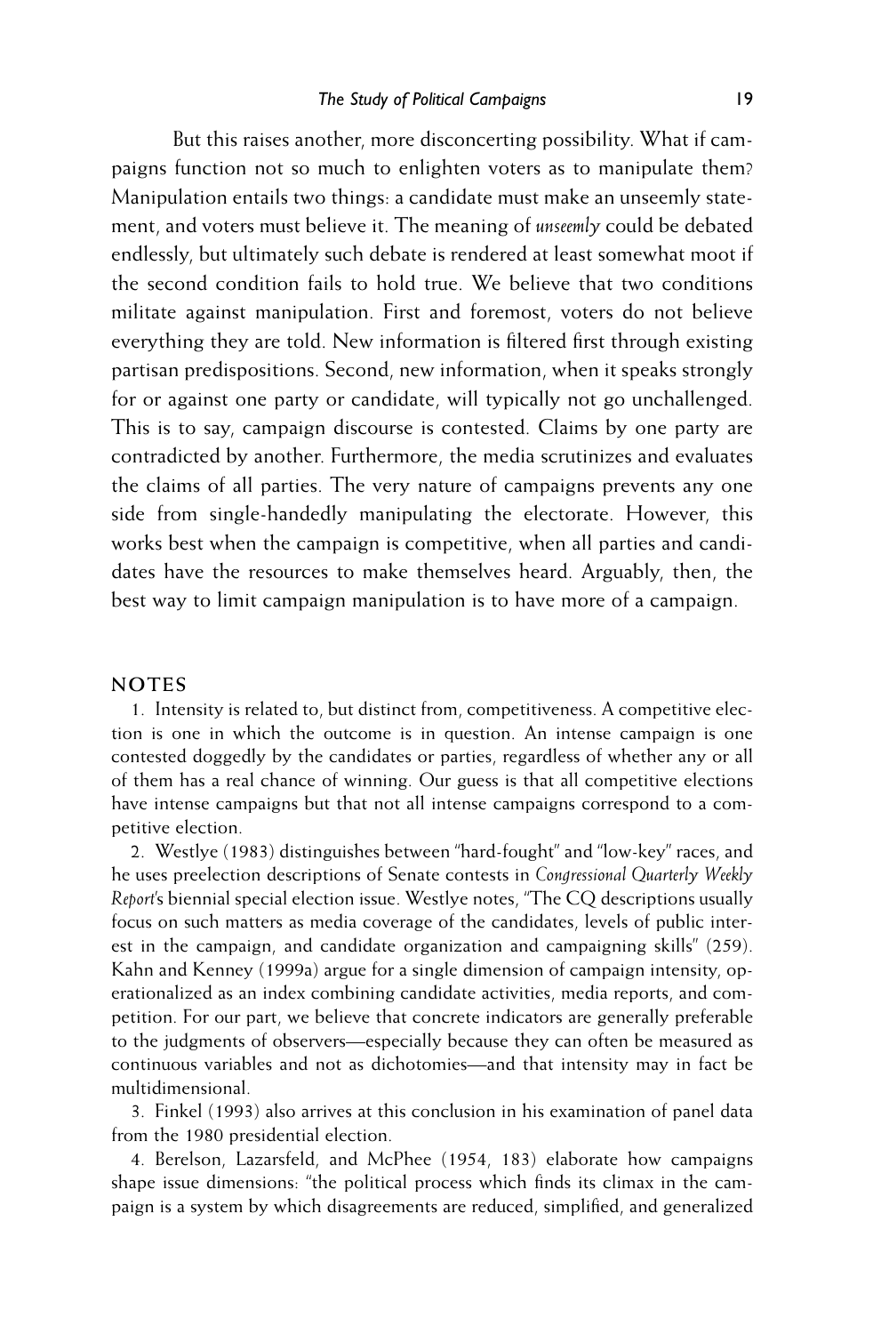But this raises another, more disconcerting possibility. What if campaigns function not so much to enlighten voters as to manipulate them? Manipulation entails two things: a candidate must make an unseemly statement, and voters must believe it. The meaning of *unseemly* could be debated endlessly, but ultimately such debate is rendered at least somewhat moot if the second condition fails to hold true. We believe that two conditions militate against manipulation. First and foremost, voters do not believe everything they are told. New information is filtered first through existing partisan predispositions. Second, new information, when it speaks strongly for or against one party or candidate, will typically not go unchallenged. This is to say, campaign discourse is contested. Claims by one party are contradicted by another. Furthermore, the media scrutinizes and evaluates the claims of all parties. The very nature of campaigns prevents any one side from single-handedly manipulating the electorate. However, this works best when the campaign is competitive, when all parties and candidates have the resources to make themselves heard. Arguably, then, the best way to limit campaign manipulation is to have more of a campaign.

## NOTES

1. Intensity is related to, but distinct from, competitiveness. A competitive election is one in which the outcome is in question. An intense campaign is one contested doggedly by the candidates or parties, regardless of whether any or all of them has a real chance of winning. Our guess is that all competitive elections have intense campaigns but that not all intense campaigns correspond to a competitive election.

2. Westlye (1983) distinguishes between "hard-fought" and "low-key" races, and he uses preelection descriptions of Senate contests in *Congressional Quarterly Weekly Report*'s biennial special election issue. Westlye notes, "The CQ descriptions usually focus on such matters as media coverage of the candidates, levels of public interest in the campaign, and candidate organization and campaigning skills" (259). Kahn and Kenney (1999a) argue for a single dimension of campaign intensity, operationalized as an index combining candidate activities, media reports, and competition. For our part, we believe that concrete indicators are generally preferable to the judgments of observers—especially because they can often be measured as continuous variables and not as dichotomies—and that intensity may in fact be multidimensional.

3. Finkel (1993) also arrives at this conclusion in his examination of panel data from the 1980 presidential election.

4. Berelson, Lazarsfeld, and McPhee (1954, 183) elaborate how campaigns shape issue dimensions: "the political process which finds its climax in the campaign is a system by which disagreements are reduced, simplified, and generalized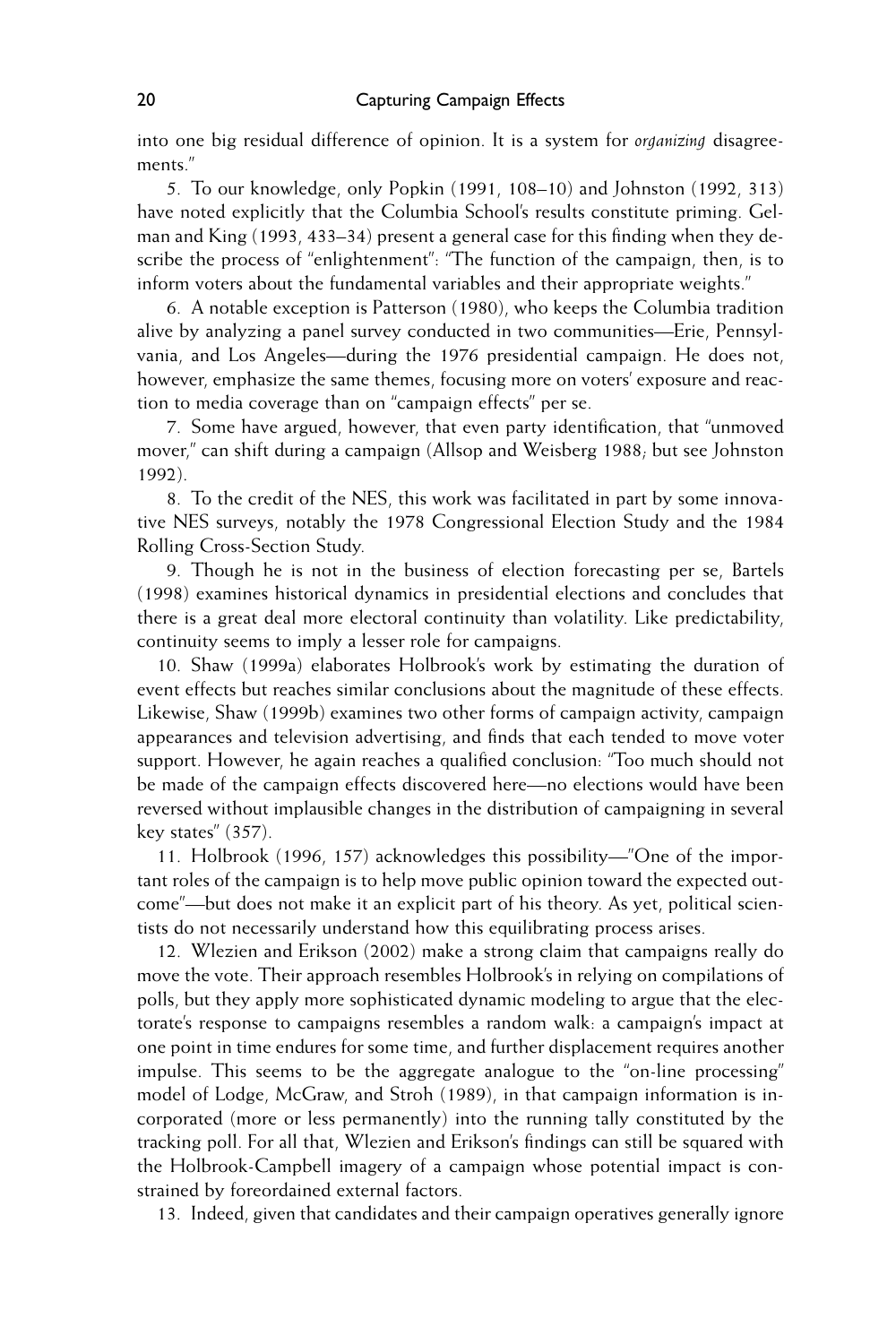into one big residual difference of opinion. It is a system for *organizing* disagreements."

5. To our knowledge, only Popkin (1991, 108–10) and Johnston (1992, 313) have noted explicitly that the Columbia School's results constitute priming. Gelman and King (1993, 433–34) present a general case for this finding when they describe the process of "enlightenment": "The function of the campaign, then, is to inform voters about the fundamental variables and their appropriate weights."

6. A notable exception is Patterson (1980), who keeps the Columbia tradition alive by analyzing a panel survey conducted in two communities—Erie, Pennsylvania, and Los Angeles—during the 1976 presidential campaign. He does not, however, emphasize the same themes, focusing more on voters' exposure and reaction to media coverage than on "campaign effects" per se.

7. Some have argued, however, that even party identification, that "unmoved mover," can shift during a campaign (Allsop and Weisberg 1988; but see Johnston 1992).

8. To the credit of the NES, this work was facilitated in part by some innovative NES surveys, notably the 1978 Congressional Election Study and the 1984 Rolling Cross-Section Study.

9. Though he is not in the business of election forecasting per se, Bartels (1998) examines historical dynamics in presidential elections and concludes that there is a great deal more electoral continuity than volatility. Like predictability, continuity seems to imply a lesser role for campaigns.

10. Shaw (1999a) elaborates Holbrook's work by estimating the duration of event effects but reaches similar conclusions about the magnitude of these effects. Likewise, Shaw (1999b) examines two other forms of campaign activity, campaign appearances and television advertising, and finds that each tended to move voter support. However, he again reaches a qualified conclusion: "Too much should not be made of the campaign effects discovered here—no elections would have been reversed without implausible changes in the distribution of campaigning in several key states" (357).

11. Holbrook (1996, 157) acknowledges this possibility—"One of the important roles of the campaign is to help move public opinion toward the expected outcome"—but does not make it an explicit part of his theory. As yet, political scientists do not necessarily understand how this equilibrating process arises.

12. Wlezien and Erikson (2002) make a strong claim that campaigns really do move the vote. Their approach resembles Holbrook's in relying on compilations of polls, but they apply more sophisticated dynamic modeling to argue that the electorate's response to campaigns resembles a random walk: a campaign's impact at one point in time endures for some time, and further displacement requires another impulse. This seems to be the aggregate analogue to the "on-line processing" model of Lodge, McGraw, and Stroh (1989), in that campaign information is incorporated (more or less permanently) into the running tally constituted by the tracking poll. For all that, Wlezien and Erikson's findings can still be squared with the Holbrook-Campbell imagery of a campaign whose potential impact is constrained by foreordained external factors.

13. Indeed, given that candidates and their campaign operatives generally ignore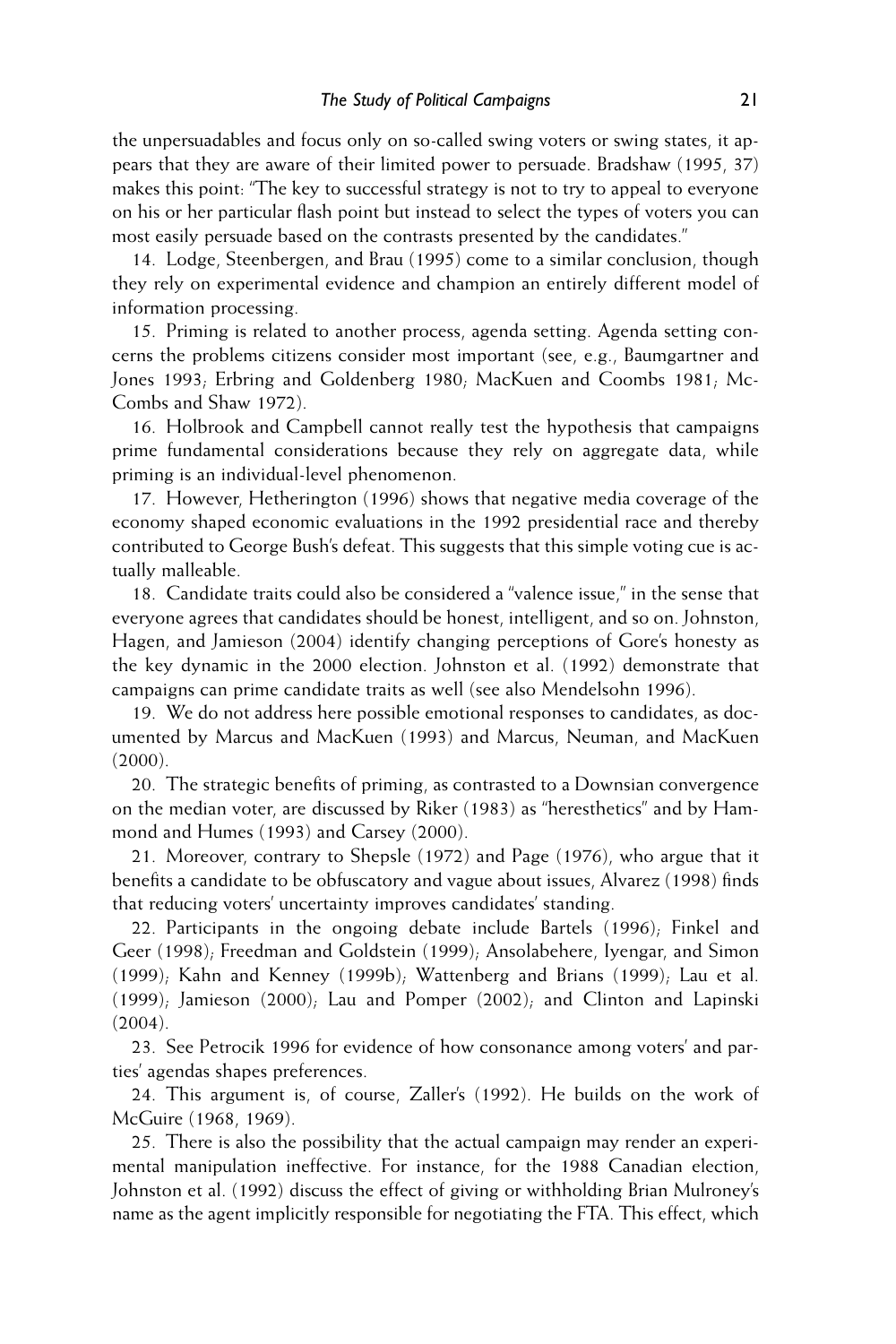the unpersuadables and focus only on so-called swing voters or swing states, it appears that they are aware of their limited power to persuade. Bradshaw (1995, 37) makes this point: "The key to successful strategy is not to try to appeal to everyone on his or her particular flash point but instead to select the types of voters you can most easily persuade based on the contrasts presented by the candidates."

14. Lodge, Steenbergen, and Brau (1995) come to a similar conclusion, though they rely on experimental evidence and champion an entirely different model of information processing.

15. Priming is related to another process, agenda setting. Agenda setting concerns the problems citizens consider most important (see, e.g., Baumgartner and Jones 1993; Erbring and Goldenberg 1980; MacKuen and Coombs 1981; McCombs and Shaw 1972).

16. Holbrook and Campbell cannot really test the hypothesis that campaigns prime fundamental considerations because they rely on aggregate data, while priming is an individual-level phenomenon.

17. However, Hetherington (1996) shows that negative media coverage of the economy shaped economic evaluations in the 1992 presidential race and thereby contributed to George Bush's defeat. This suggests that this simple voting cue is actually malleable.

18. Candidate traits could also be considered a "valence issue," in the sense that everyone agrees that candidates should be honest, intelligent, and so on. Johnston, Hagen, and Jamieson (2004) identify changing perceptions of Gore's honesty as the key dynamic in the 2000 election. Johnston et al. (1992) demonstrate that campaigns can prime candidate traits as well (see also Mendelsohn 1996).

19. We do not address here possible emotional responses to candidates, as documented by Marcus and MacKuen (1993) and Marcus, Neuman, and MacKuen (2000).

20. The strategic benefits of priming, as contrasted to a Downsian convergence on the median voter, are discussed by Riker (1983) as "heresthetics" and by Hammond and Humes (1993) and Carsey (2000).

21. Moreover, contrary to Shepsle (1972) and Page (1976), who argue that it benefits a candidate to be obfuscatory and vague about issues, Alvarez (1998) finds that reducing voters' uncertainty improves candidates' standing.

22. Participants in the ongoing debate include Bartels (1996); Finkel and Geer (1998); Freedman and Goldstein (1999); Ansolabehere, Iyengar, and Simon (1999); Kahn and Kenney (1999b); Wattenberg and Brians (1999); Lau et al. (1999); Jamieson (2000); Lau and Pomper (2002); and Clinton and Lapinski (2004).

23. See Petrocik 1996 for evidence of how consonance among voters' and parties' agendas shapes preferences.

24. This argument is, of course, Zaller's (1992). He builds on the work of McGuire (1968, 1969).

25. There is also the possibility that the actual campaign may render an experimental manipulation ineffective. For instance, for the 1988 Canadian election, Johnston et al. (1992) discuss the effect of giving or withholding Brian Mulroney's name as the agent implicitly responsible for negotiating the FTA. This effect, which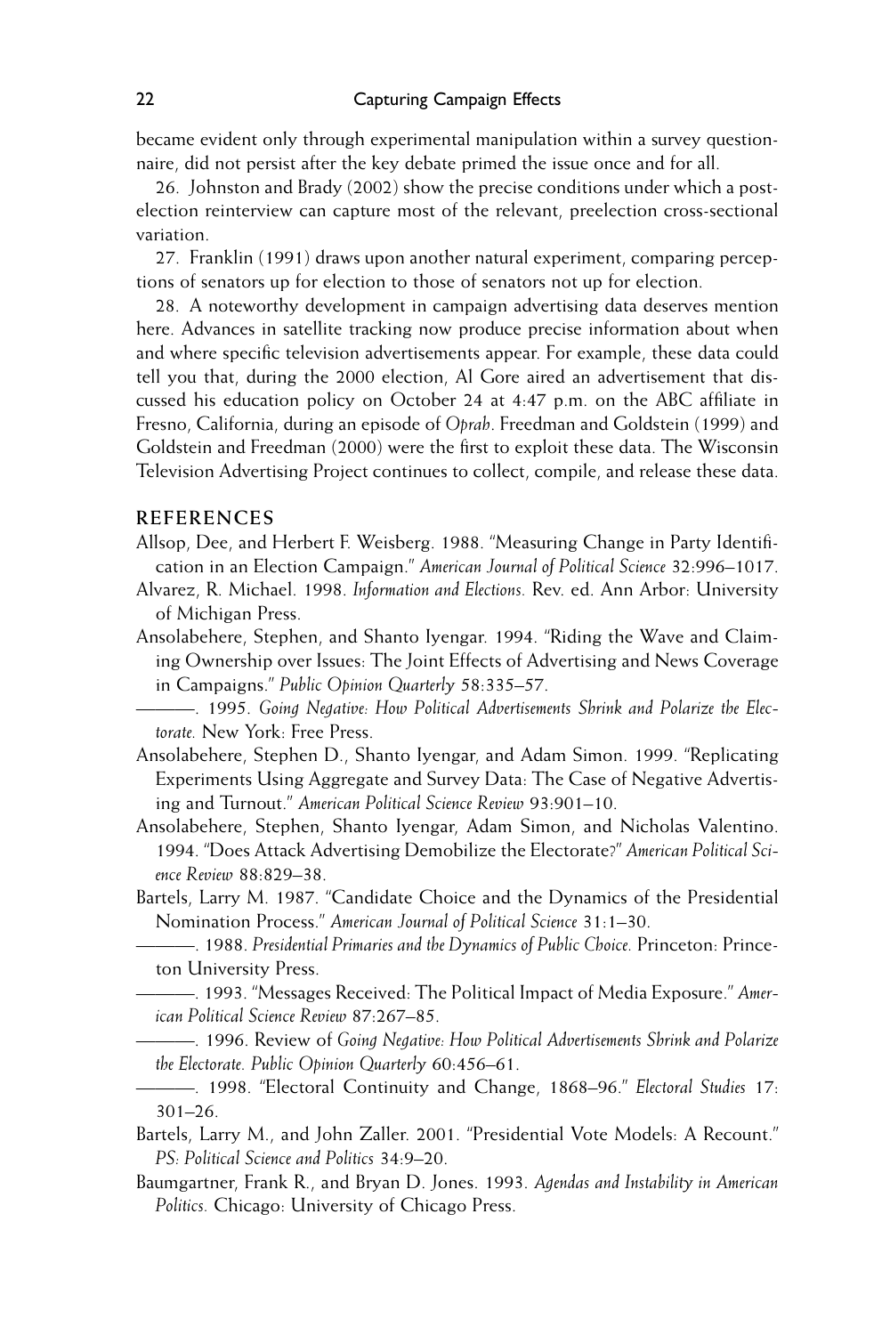became evident only through experimental manipulation within a survey questionnaire, did not persist after the key debate primed the issue once and for all.

26. Johnston and Brady (2002) show the precise conditions under which a postelection reinterview can capture most of the relevant, preelection cross-sectional variation.

27. Franklin (1991) draws upon another natural experiment, comparing perceptions of senators up for election to those of senators not up for election.

28. A noteworthy development in campaign advertising data deserves mention here. Advances in satellite tracking now produce precise information about when and where specific television advertisements appear. For example, these data could tell you that, during the 2000 election, Al Gore aired an advertisement that discussed his education policy on October 24 at 4:47 p.m. on the ABC affiliate in Fresno, California, during an episode of *Oprah*. Freedman and Goldstein (1999) and Goldstein and Freedman (2000) were the first to exploit these data. The Wisconsin Television Advertising Project continues to collect, compile, and release these data.

## REFERENCES

Allsop, Dee, and Herbert F. Weisberg. 1988. "Measuring Change in Party Identification in an Election Campaign." *American Journal of Political Science* 32:996–1017.

Alvarez, R. Michael. 1998. *Information and Elections.* Rev. ed. Ann Arbor: University of Michigan Press.

Ansolabehere, Stephen, and Shanto Iyengar. 1994. "Riding the Wave and Claiming Ownership over Issues: The Joint Effects of Advertising and News Coverage in Campaigns." *Public Opinion Quarterly* 58:335–57.

———. 1995. *Going Negative: How Political Advertisements Shrink and Polarize the Electorate.* New York: Free Press.

Ansolabehere, Stephen D., Shanto Iyengar, and Adam Simon. 1999. "Replicating Experiments Using Aggregate and Survey Data: The Case of Negative Advertising and Turnout." *American Political Science Review* 93:901–10.

Ansolabehere, Stephen, Shanto Iyengar, Adam Simon, and Nicholas Valentino. 1994. "Does Attack Advertising Demobilize the Electorate?" *American Political Science Review* 88:829–38.

Bartels, Larry M. 1987. "Candidate Choice and the Dynamics of the Presidential Nomination Process." *American Journal of Political Science* 31:1–30.

———. 1988. *Presidential Primaries and the Dynamics of Public Choice.* Princeton: Princeton University Press.

———. 1993. "Messages Received: The Political Impact of Media Exposure." *American Political Science Review* 87:267–85.

———. 1996. Review of *Going Negative: How Political Advertisements Shrink and Polarize the Electorate. Public Opinion Quarterly* 60:456–61.

———. 1998. "Electoral Continuity and Change, 1868–96." *Electoral Studies* 17:301–26.

Bartels, Larry M., and John Zaller. 2001. "Presidential Vote Models: A Recount." *PS: Political Science and Politics* 34:9–20.

Baumgartner, Frank R., and Bryan D. Jones. 1993. *Agendas and Instability in American Politics.* Chicago: University of Chicago Press.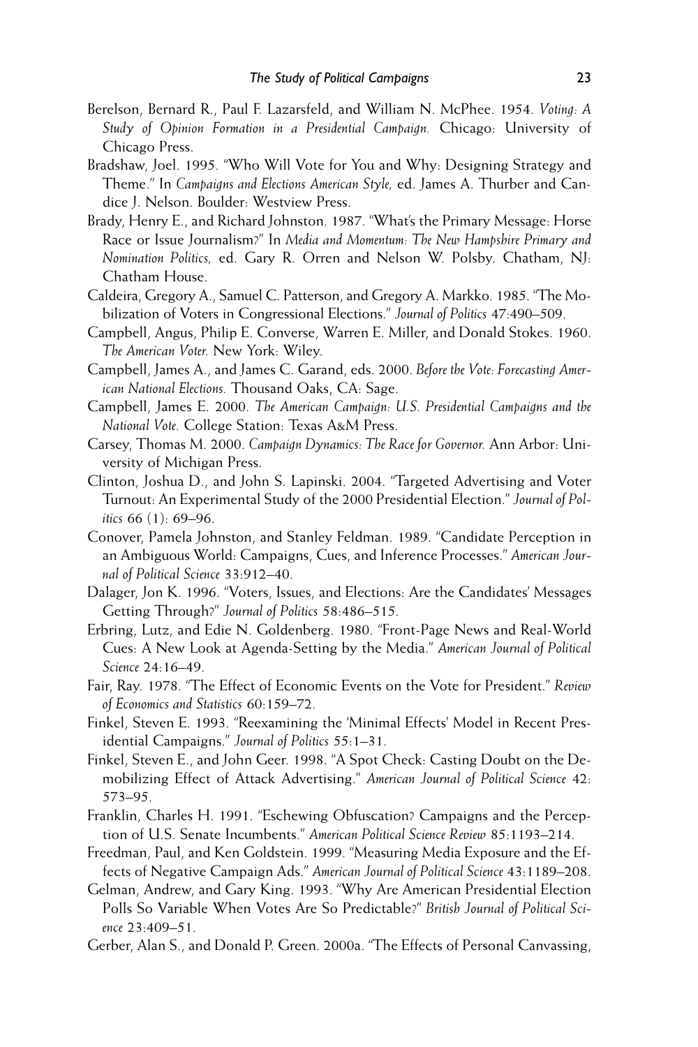Berelson, Bernard R., Paul F. Lazarsfeld, and William N. McPhee. 1954. *Voting: A Study of Opinion Formation in a Presidential Campaign.* Chicago: University of Chicago Press.

Bradshaw, Joel. 1995. "Who Will Vote for You and Why: Designing Strategy and Theme." In *Campaigns and Elections American Style,* ed. James A. Thurber and Candice J. Nelson. Boulder: Westview Press.

Brady, Henry E., and Richard Johnston. 1987. "What's the Primary Message: Horse Race or Issue Journalism?" In *Media and Momentum: The New Hampshire Primary and Nomination Politics,* ed. Gary R. Orren and Nelson W. Polsby. Chatham, NJ: Chatham House.

Caldeira, Gregory A., Samuel C. Patterson, and Gregory A. Markko. 1985. "The Mobilization of Voters in Congressional Elections." *Journal of Politics* 47:490–509.

Campbell, Angus, Philip E. Converse, Warren E. Miller, and Donald Stokes. 1960. *The American Voter.* New York: Wiley.

Campbell, James A., and James C. Garand, eds. 2000. *Before the Vote: Forecasting American National Elections.* Thousand Oaks, CA: Sage.

Campbell, James E. 2000. *The American Campaign: U.S. Presidential Campaigns and the National Vote.* College Station: Texas A&M Press.

Carsey, Thomas M. 2000. *Campaign Dynamics: The Race for Governor.* Ann Arbor: University of Michigan Press.

Clinton, Joshua D., and John S. Lapinski. 2004. "Targeted Advertising and Voter Turnout: An Experimental Study of the 2000 Presidential Election." *Journal of Politics* 66 (1): 69–96.

Conover, Pamela Johnston, and Stanley Feldman. 1989. "Candidate Perception in an Ambiguous World: Campaigns, Cues, and Inference Processes." *American Journal of Political Science* 33:912–40.

Dalager, Jon K. 1996. "Voters, Issues, and Elections: Are the Candidates' Messages Getting Through?" *Journal of Politics* 58:486–515.

Erbring, Lutz, and Edie N. Goldenberg. 1980. "Front-Page News and Real-World Cues: A New Look at Agenda-Setting by the Media." *American Journal of Political Science* 24:16–49.

Fair, Ray. 1978. "The Effect of Economic Events on the Vote for President." *Review of Economics and Statistics* 60:159–72.

Finkel, Steven E. 1993. "Reexamining the 'Minimal Effects' Model in Recent Presidential Campaigns." *Journal of Politics* 55:1–31.

Finkel, Steven E., and John Geer. 1998. "A Spot Check: Casting Doubt on the Demobilizing Effect of Attack Advertising." *American Journal of Political Science* 42: 573–95.

Franklin, Charles H. 1991. "Eschewing Obfuscation? Campaigns and the Perception of U.S. Senate Incumbents." *American Political Science Review* 85:1193–214.

Freedman, Paul, and Ken Goldstein. 1999. "Measuring Media Exposure and the Effects of Negative Campaign Ads." *American Journal of Political Science* 43:1189–208.

Gelman, Andrew, and Gary King. 1993. "Why Are American Presidential Election Polls So Variable When Votes Are So Predictable?" *British Journal of Political Science* 23:409–51.

Gerber, Alan S., and Donald P. Green. 2000a. "The Effects of Personal Canvassing,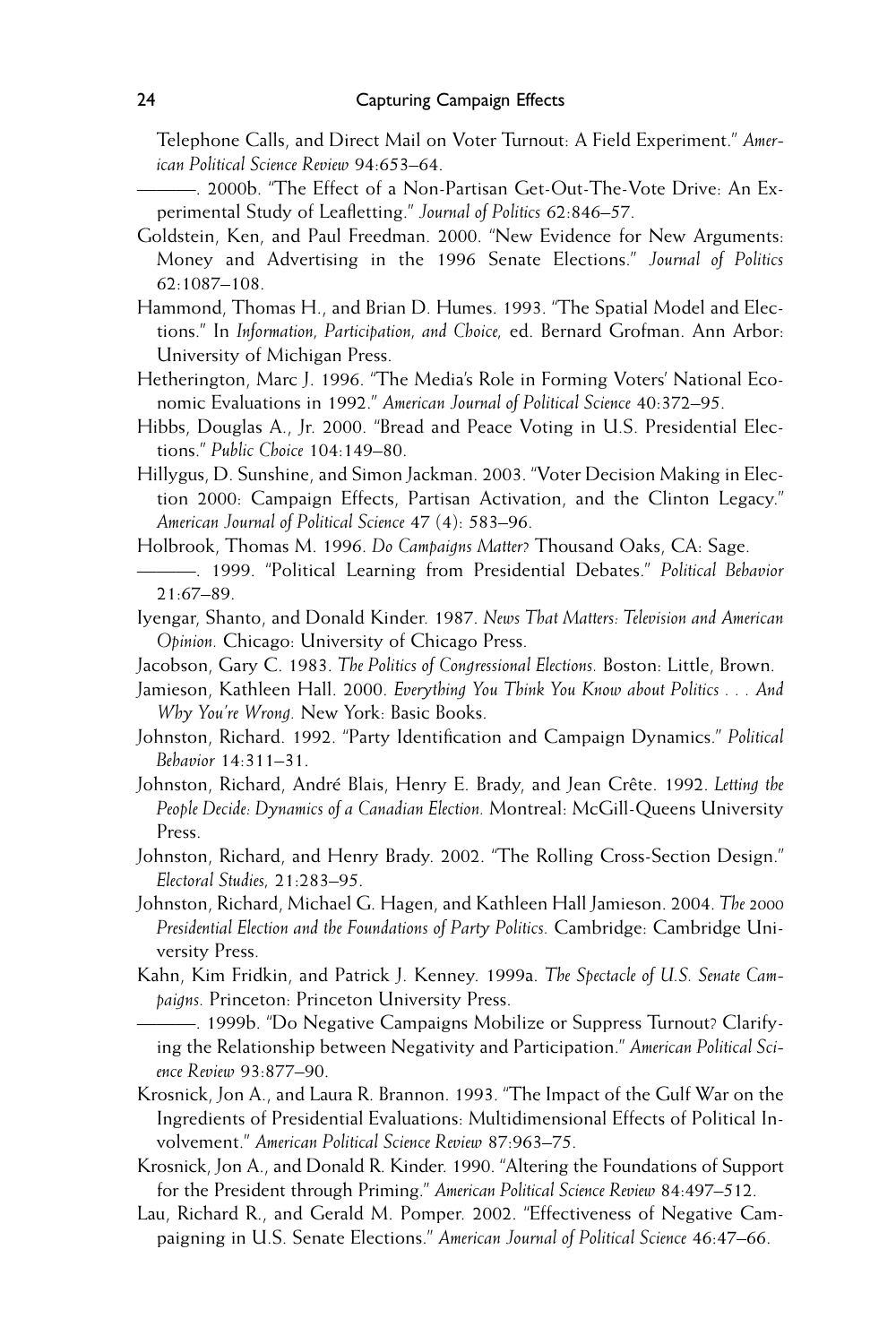Telephone Calls, and Direct Mail on Voter Turnout: A Field Experiment." *American Political Science Review* 94:653–64.

———. 2000b. "The Effect of a Non-Partisan Get-Out-The-Vote Drive: An Experimental Study of Leafletting." *Journal of Politics* 62:846–57.

Goldstein, Ken, and Paul Freedman. 2000. "New Evidence for New Arguments: Money and Advertising in the 1996 Senate Elections." *Journal of Politics* 62:1087–108.

Hammond, Thomas H., and Brian D. Humes. 1993. "The Spatial Model and Elections." In *Information, Participation, and Choice,* ed. Bernard Grofman. Ann Arbor: University of Michigan Press.

Hetherington, Marc J. 1996. "The Media's Role in Forming Voters' National Economic Evaluations in 1992." *American Journal of Political Science* 40:372–95.

Hibbs, Douglas A., Jr. 2000. "Bread and Peace Voting in U.S. Presidential Elections." *Public Choice* 104:149–80.

Hillygus, D. Sunshine, and Simon Jackman. 2003. "Voter Decision Making in Election 2000: Campaign Effects, Partisan Activation, and the Clinton Legacy." *American Journal of Political Science* 47 (4): 583–96.

Holbrook, Thomas M. 1996. *Do Campaigns Matter?* Thousand Oaks, CA: Sage.

———. 1999. "Political Learning from Presidential Debates." *Political Behavior* 21:67–89.

Iyengar, Shanto, and Donald Kinder. 1987. *News That Matters: Television and American Opinion.* Chicago: University of Chicago Press.

Jacobson, Gary C. 1983. *The Politics of Congressional Elections.* Boston: Little, Brown.

Jamieson, Kathleen Hall. 2000. *Everything You Think You Know about Politics . . . And Why You're Wrong.* New York: Basic Books.

Johnston, Richard. 1992. "Party Identification and Campaign Dynamics." *Political Behavior* 14:311–31.

Johnston, Richard, André Blais, Henry E. Brady, and Jean Crête. 1992. *Letting the People Decide: Dynamics of a Canadian Election.* Montreal: McGill-Queens University Press.

Johnston, Richard, and Henry Brady. 2002. "The Rolling Cross-Section Design." *Electoral Studies,* 21:283–95.

Johnston, Richard, Michael G. Hagen, and Kathleen Hall Jamieson. 2004. *The 2000 Presidential Election and the Foundations of Party Politics.* Cambridge: Cambridge University Press.

Kahn, Kim Fridkin, and Patrick J. Kenney. 1999a. *The Spectacle of U.S. Senate Campaigns.* Princeton: Princeton University Press.

———. 1999b. "Do Negative Campaigns Mobilize or Suppress Turnout? Clarifying the Relationship between Negativity and Participation." *American Political Science Review* 93:877–90.

Krosnick, Jon A., and Laura R. Brannon. 1993. "The Impact of the Gulf War on the Ingredients of Presidential Evaluations: Multidimensional Effects of Political Involvement." *American Political Science Review* 87:963–75.

Krosnick, Jon A., and Donald R. Kinder. 1990. "Altering the Foundations of Support for the President through Priming." *American Political Science Review* 84:497–512.

Lau, Richard R., and Gerald M. Pomper. 2002. "Effectiveness of Negative Campaigning in U.S. Senate Elections." *American Journal of Political Science* 46:47–66.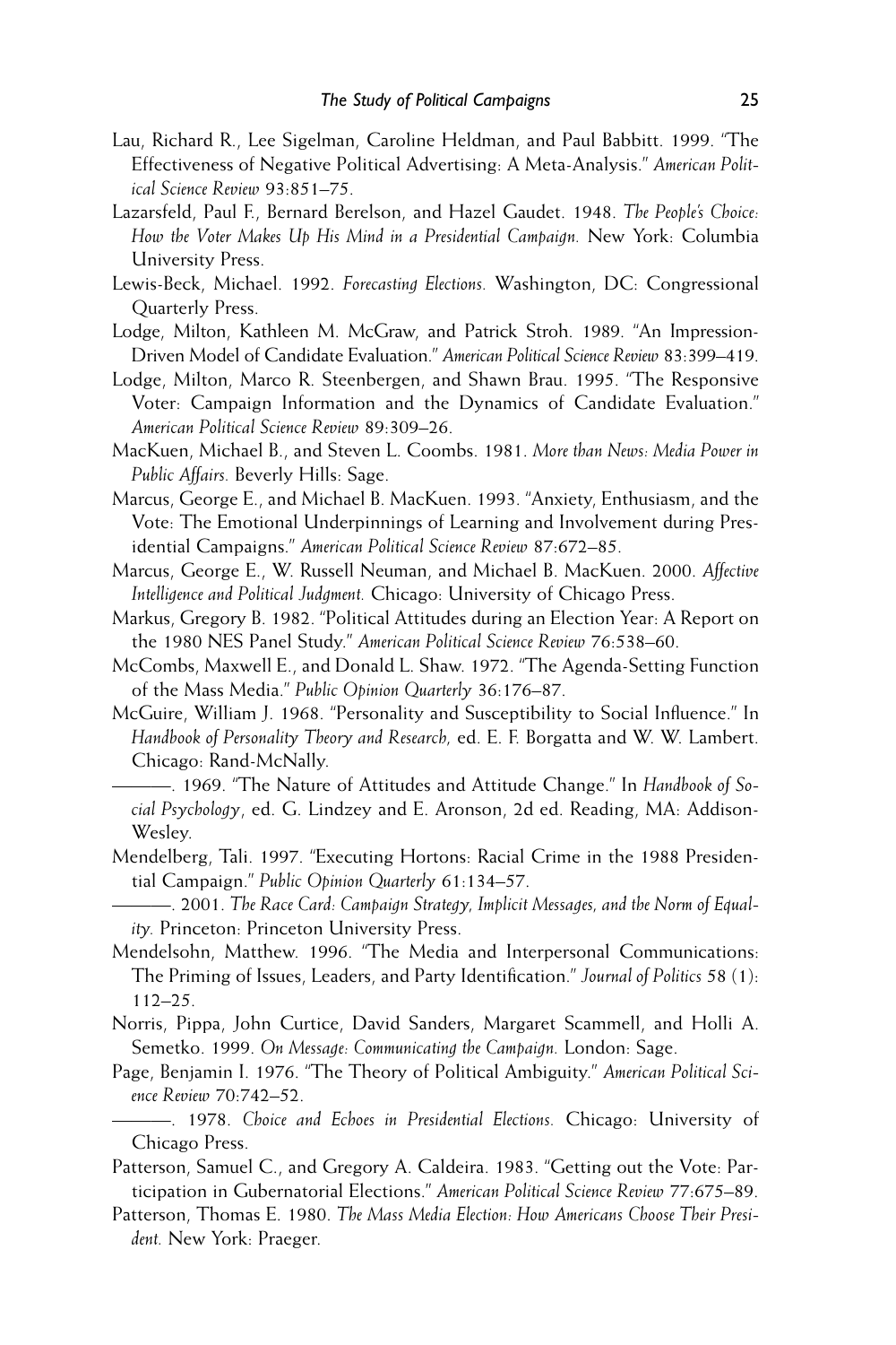Lau, Richard R., Lee Sigelman, Caroline Heldman, and Paul Babbitt. 1999. "The Effectiveness of Negative Political Advertising: A Meta-Analysis." *American Political Science Review* 93:851–75.

Lazarsfeld, Paul F., Bernard Berelson, and Hazel Gaudet. 1948. *The People's Choice: How the Voter Makes Up His Mind in a Presidential Campaign.* New York: Columbia University Press.

Lewis-Beck, Michael. 1992. *Forecasting Elections.* Washington, DC: Congressional Quarterly Press.

Lodge, Milton, Kathleen M. McGraw, and Patrick Stroh. 1989. "An Impression-Driven Model of Candidate Evaluation." *American Political Science Review* 83:399–419.

Lodge, Milton, Marco R. Steenbergen, and Shawn Brau. 1995. "The Responsive Voter: Campaign Information and the Dynamics of Candidate Evaluation." *American Political Science Review* 89:309–26.

MacKuen, Michael B., and Steven L. Coombs. 1981. *More than News: Media Power in Public Affairs.* Beverly Hills: Sage.

Marcus, George E., and Michael B. MacKuen. 1993. "Anxiety, Enthusiasm, and the Vote: The Emotional Underpinnings of Learning and Involvement during Presidential Campaigns." *American Political Science Review* 87:672–85.

Marcus, George E., W. Russell Neuman, and Michael B. MacKuen. 2000. *Affective Intelligence and Political Judgment.* Chicago: University of Chicago Press.

Markus, Gregory B. 1982. "Political Attitudes during an Election Year: A Report on the 1980 NES Panel Study." *American Political Science Review* 76:538–60.

McCombs, Maxwell E., and Donald L. Shaw. 1972. "The Agenda-Setting Function of the Mass Media." *Public Opinion Quarterly* 36:176–87.

McGuire, William J. 1968. "Personality and Susceptibility to Social Influence." In *Handbook of Personality Theory and Research,* ed. E. F. Borgatta and W. W. Lambert. Chicago: Rand-McNally.

———. 1969. "The Nature of Attitudes and Attitude Change." In *Handbook of Social Psychology*, ed. G. Lindzey and E. Aronson, 2d ed. Reading, MA: Addison-Wesley.

Mendelberg, Tali. 1997. "Executing Hortons: Racial Crime in the 1988 Presidential Campaign." *Public Opinion Quarterly* 61:134–57.

———. 2001. *The Race Card: Campaign Strategy, Implicit Messages, and the Norm of Equality.* Princeton: Princeton University Press.

Mendelsohn, Matthew. 1996. "The Media and Interpersonal Communications: The Priming of Issues, Leaders, and Party Identification." *Journal of Politics* 58 (1): 112–25.

Norris, Pippa, John Curtice, David Sanders, Margaret Scammell, and Holli A. Semetko. 1999. *On Message: Communicating the Campaign.* London: Sage.

Page, Benjamin I. 1976. "The Theory of Political Ambiguity." *American Political Science Review* 70:742–52.

———. 1978. *Choice and Echoes in Presidential Elections.* Chicago: University of Chicago Press.

Patterson, Samuel C., and Gregory A. Caldeira. 1983. "Getting out the Vote: Participation in Gubernatorial Elections." *American Political Science Review* 77:675–89.

Patterson, Thomas E. 1980. *The Mass Media Election: How Americans Choose Their President.* New York: Praeger.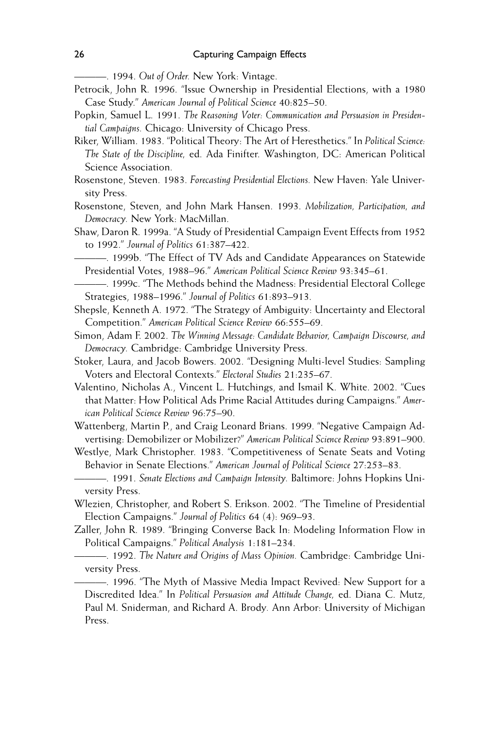———. 1994. *Out of Order.* New York: Vintage.

Petrocik, John R. 1996. "Issue Ownership in Presidential Elections, with a 1980 Case Study." *American Journal of Political Science* 40:825–50.

Popkin, Samuel L. 1991. *The Reasoning Voter: Communication and Persuasion in Presidential Campaigns.* Chicago: University of Chicago Press.

Riker, William. 1983. "Political Theory: The Art of Heresthetics." In *Political Science: The State of the Discipline,* ed. Ada Finifter. Washington, DC: American Political Science Association.

Rosenstone, Steven. 1983. *Forecasting Presidential Elections.* New Haven: Yale University Press.

Rosenstone, Steven, and John Mark Hansen. 1993. *Mobilization, Participation, and Democracy.* New York: MacMillan.

Shaw, Daron R. 1999a. "A Study of Presidential Campaign Event Effects from 1952 to 1992." *Journal of Politics* 61:387–422.

———. 1999b. "The Effect of TV Ads and Candidate Appearances on Statewide Presidential Votes, 1988–96." *American Political Science Review* 93:345–61.

———. 1999c. "The Methods behind the Madness: Presidential Electoral College Strategies, 1988–1996." *Journal of Politics* 61:893–913.

Shepsle, Kenneth A. 1972. "The Strategy of Ambiguity: Uncertainty and Electoral Competition." *American Political Science Review* 66:555–69.

Simon, Adam F. 2002. *The Winning Message: Candidate Behavior, Campaign Discourse, and Democracy.* Cambridge: Cambridge University Press.

Stoker, Laura, and Jacob Bowers. 2002. "Designing Multi-level Studies: Sampling Voters and Electoral Contexts." *Electoral Studies* 21:235–67.

Valentino, Nicholas A., Vincent L. Hutchings, and Ismail K. White. 2002. "Cues that Matter: How Political Ads Prime Racial Attitudes during Campaigns." *American Political Science Review* 96:75–90.

Wattenberg, Martin P., and Craig Leonard Brians. 1999. "Negative Campaign Advertising: Demobilizer or Mobilizer?" *American Political Science Review* 93:891–900.

Westlye, Mark Christopher. 1983. "Competitiveness of Senate Seats and Voting Behavior in Senate Elections." *American Journal of Political Science* 27:253–83.

———. 1991. *Senate Elections and Campaign Intensity.* Baltimore: Johns Hopkins University Press.

Wlezien, Christopher, and Robert S. Erikson. 2002. "The Timeline of Presidential Election Campaigns." *Journal of Politics* 64 (4): 969–93.

Zaller, John R. 1989. "Bringing Converse Back In: Modeling Information Flow in Political Campaigns." *Political Analysis* 1:181–234.

———. 1992. *The Nature and Origins of Mass Opinion.* Cambridge: Cambridge University Press.

———. 1996. "The Myth of Massive Media Impact Revived: New Support for a Discredited Idea." In *Political Persuasion and Attitude Change,* ed. Diana C. Mutz, Paul M. Sniderman, and Richard A. Brody. Ann Arbor: University of Michigan Press.